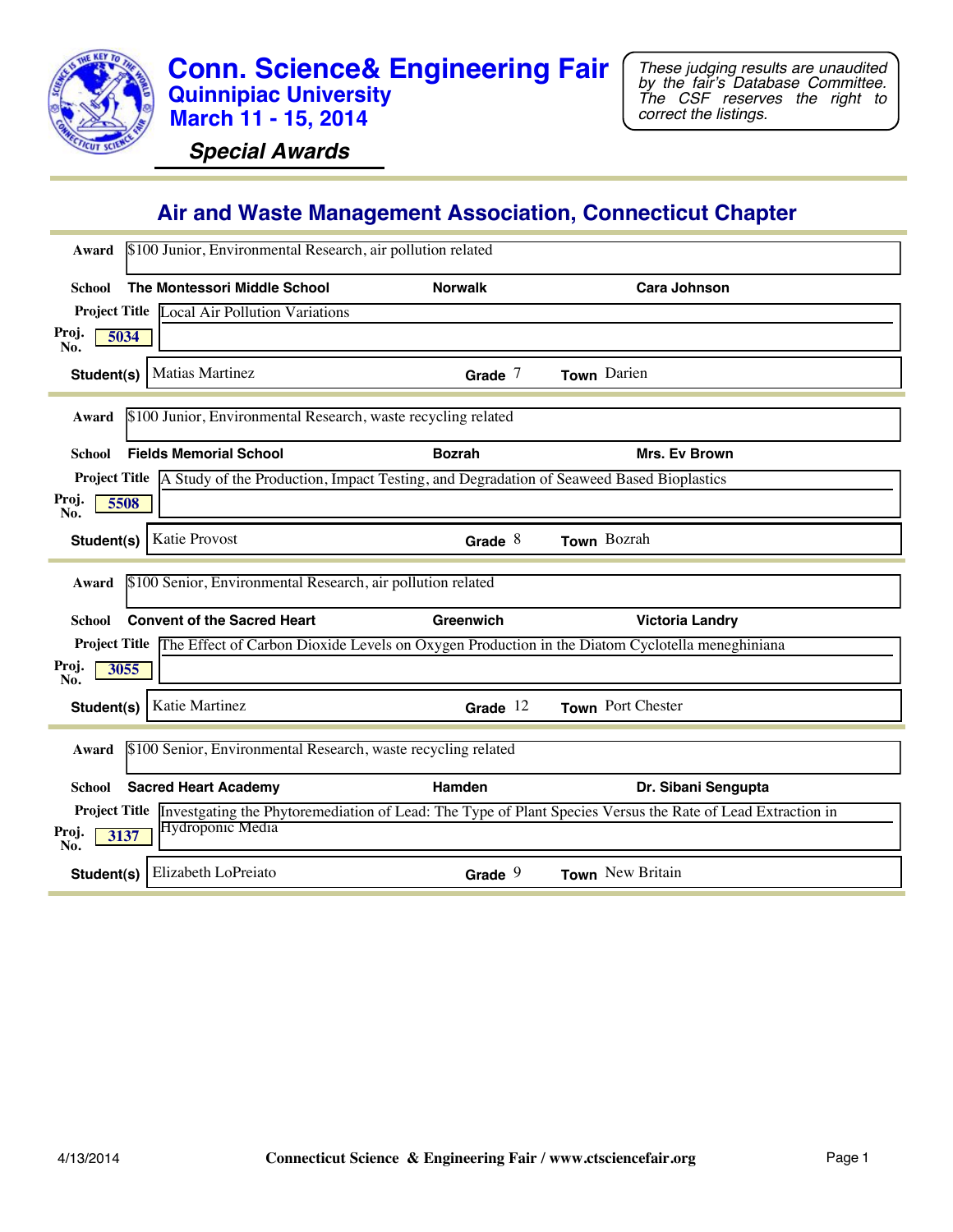# Conn. Science& Engineering Fair

## Quinnipiac University

## March 11 - 15, 2014

*These judging results are unaudited by the fair's Database Committee. The CSF reserves the right to correct the listings.*

***Special Awards***

## Air and Waste Management Association, Connecticut Chapter

**Award** $100 Junior, Environmental Research, air pollution related

**School** **The Montessori Middle School** | **Norwalk** | **Cara Johnson**

**Project Title** Local Air Pollution Variations

**Proj. No.** 5034

**Student(s)** Matias Martinez | **Grade** 7 | **Town** Darien

---

**Award** $100 Junior, Environmental Research, waste recycling related

**School** **Fields Memorial School** | **Bozrah** | **Mrs. Ev Brown**

**Project Title** A Study of the Production, Impact Testing, and Degradation of Seaweed Based Bioplastics

**Proj. No.** 5508

**Student(s)** Katie Provost | **Grade** 8 | **Town** Bozrah

---

**Award** $100 Senior, Environmental Research, air pollution related

**School** **Convent of the Sacred Heart** | **Greenwich** | **Victoria Landry**

**Project Title** The Effect of Carbon Dioxide Levels on Oxygen Production in the Diatom Cyclotella meneghiniana

**Proj. No.** 3055

**Student(s)** Katie Martinez | **Grade** 12 | **Town** Port Chester

---

**Award** $100 Senior, Environmental Research, waste recycling related

**School** **Sacred Heart Academy** | **Hamden** | **Dr. Sibani Sengupta**

**Project Title** Investgating the Phytoremediation of Lead: The Type of Plant Species Versus the Rate of Lead Extraction in Hydroponic Media

**Proj. No.** 3137

**Student(s)** Elizabeth LoPreiato | **Grade** 9 | **Town** New Britain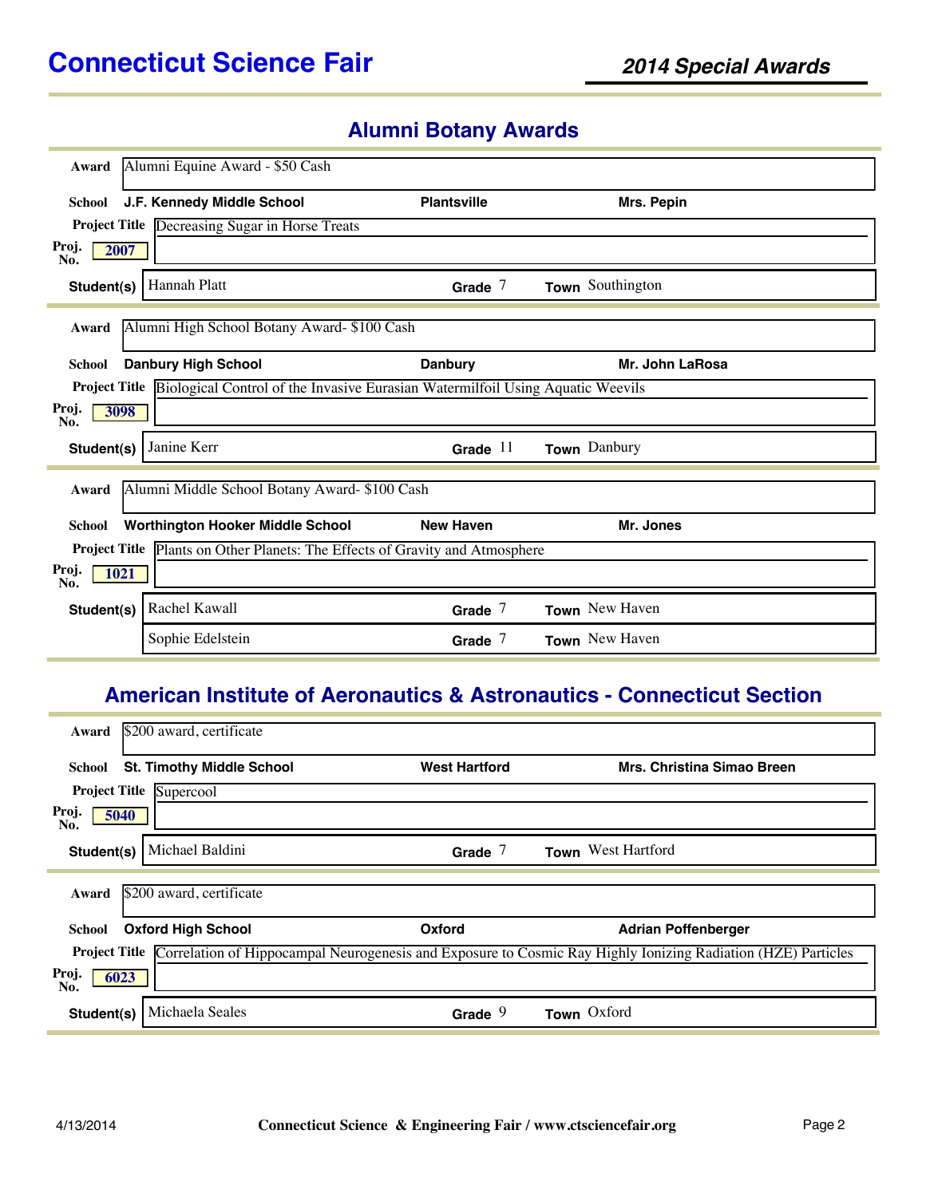# Alumni Botany Awards

**Award** Alumni Equine Award - $50 Cash

**School** **J.F. Kennedy Middle School** | **Plantsville** | **Mrs. Pepin**

**Project Title** Decreasing Sugar in Horse Treats

**Proj. No.** 2007

| Student(s) | Grade | Town |
|---|---|---|
| Hannah Platt | 7 | Southington |

---

**Award** Alumni High School Botany Award- $100 Cash

**School** **Danbury High School** | **Danbury** | **Mr. John LaRosa**

**Project Title** Biological Control of the Invasive Eurasian Watermilfoil Using Aquatic Weevils

**Proj. No.** 3098

| Student(s) | Grade | Town |
|---|---|---|
| Janine Kerr | 11 | Danbury |

---

**Award** Alumni Middle School Botany Award- $100 Cash

**School** **Worthington Hooker Middle School** | **New Haven** | **Mr. Jones**

**Project Title** Plants on Other Planets: The Effects of Gravity and Atmosphere

**Proj. No.** 1021

| Student(s) | Grade | Town |
|---|---|---|
| Rachel Kawall | 7 | New Haven |
| Sophie Edelstein | 7 | New Haven |

# American Institute of Aeronautics & Astronautics - Connecticut Section

**Award** $200 award, certificate

**School** **St. Timothy Middle School** | **West Hartford** | **Mrs. Christina Simao Breen**

**Project Title** Supercool

**Proj. No.** 5040

| Student(s) | Grade | Town |
|---|---|---|
| Michael Baldini | 7 | West Hartford |

---

**Award** $200 award, certificate

**School** **Oxford High School** | **Oxford** | **Adrian Poffenberger**

**Project Title** Correlation of Hippocampal Neurogenesis and Exposure to Cosmic Ray Highly Ionizing Radiation (HZE) Particles

**Proj. No.** 6023

| Student(s) | Grade | Town |
|---|---|---|
| Michaela Seales | 9 | Oxford |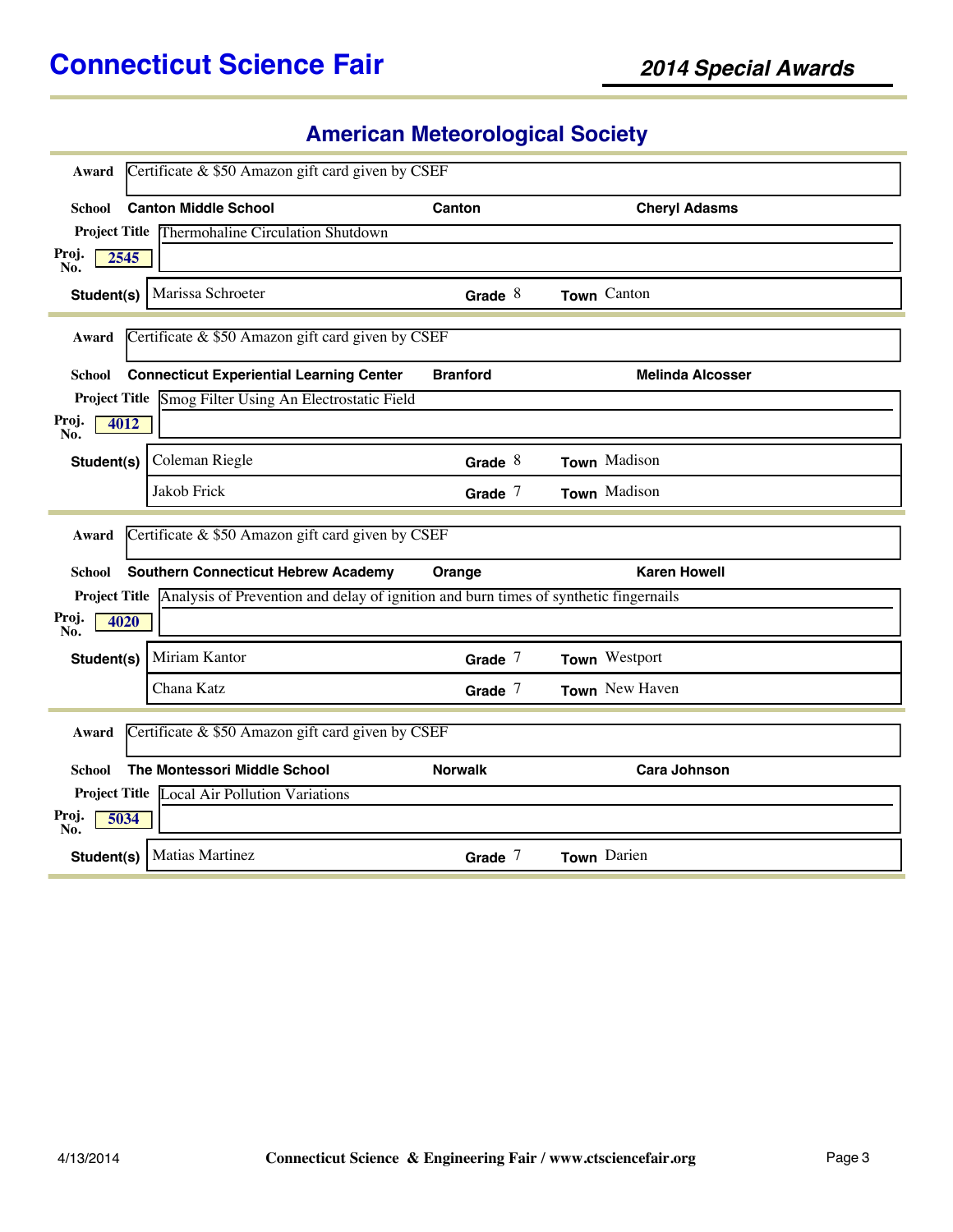# Connecticut Science Fair

## 2014 Special Awards

### American Meteorological Society

**Award** Certificate & $50 Amazon gift card given by CSEF

**School** **Canton Middle School** | **Canton** | **Cheryl Adasms**

**Project Title** Thermohaline Circulation Shutdown

**Proj. No.** 2545

| Student(s) | Grade | Town |
|---|---|---|
| Marissa Schroeter | 8 | Canton |

---

**Award** Certificate & $50 Amazon gift card given by CSEF

**School** **Connecticut Experiential Learning Center** | **Branford** | **Melinda Alcosser**

**Project Title** Smog Filter Using An Electrostatic Field

**Proj. No.** 4012

| Student(s) | Grade | Town |
|---|---|---|
| Coleman Riegle | 8 | Madison |
| Jakob Frick | 7 | Madison |

---

**Award** Certificate & $50 Amazon gift card given by CSEF

**School** **Southern Connecticut Hebrew Academy** | **Orange** | **Karen Howell**

**Project Title** Analysis of Prevention and delay of ignition and burn times of synthetic fingernails

**Proj. No.** 4020

| Student(s) | Grade | Town |
|---|---|---|
| Miriam Kantor | 7 | Westport |
| Chana Katz | 7 | New Haven |

---

**Award** Certificate & $50 Amazon gift card given by CSEF

**School** **The Montessori Middle School** | **Norwalk** | **Cara Johnson**

**Project Title** Local Air Pollution Variations

**Proj. No.** 5034

| Student(s) | Grade | Town |
|---|---|---|
| Matias Martinez | 7 | Darien |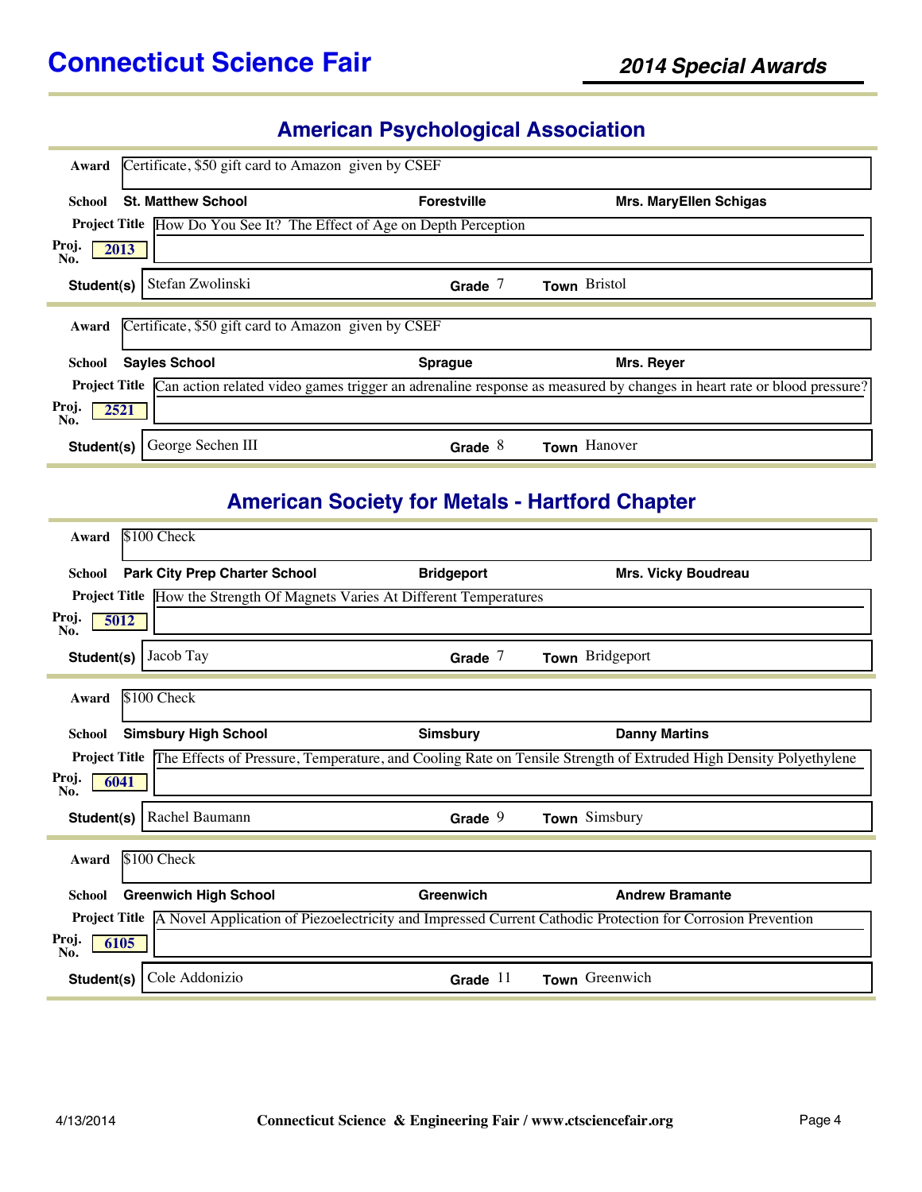# Connecticut Science Fair

## 2014 Special Awards

## American Psychological Association

**Award** Certificate, $50 gift card to Amazon given by CSEF

**School** St. Matthew School — Forestville — Mrs. MaryEllen Schigas

**Project Title** How Do You See It? The Effect of Age on Depth Perception

**Proj. No.** 2013

**Student(s)** Stefan Zwolinski — **Grade** 7 — **Town** Bristol

---

**Award** Certificate, $50 gift card to Amazon given by CSEF

**School** Sayles School — Sprague — Mrs. Reyer

**Project Title** Can action related video games trigger an adrenaline response as measured by changes in heart rate or blood pressure?

**Proj. No.** 2521

**Student(s)** George Sechen III — **Grade** 8 — **Town** Hanover

## American Society for Metals - Hartford Chapter

**Award** $100 Check

**School** Park City Prep Charter School — Bridgeport — Mrs. Vicky Boudreau

**Project Title** How the Strength Of Magnets Varies At Different Temperatures

**Proj. No.** 5012

**Student(s)** Jacob Tay — **Grade** 7 — **Town** Bridgeport

---

**Award** $100 Check

**School** Simsbury High School — Simsbury — Danny Martins

**Project Title** The Effects of Pressure, Temperature, and Cooling Rate on Tensile Strength of Extruded High Density Polyethylene

**Proj. No.** 6041

**Student(s)** Rachel Baumann — **Grade** 9 — **Town** Simsbury

---

**Award** $100 Check

**School** Greenwich High School — Greenwich — Andrew Bramante

**Project Title** A Novel Application of Piezoelectricity and Impressed Current Cathodic Protection for Corrosion Prevention

**Proj. No.** 6105

**Student(s)** Cole Addonizio — **Grade** 11 — **Town** Greenwich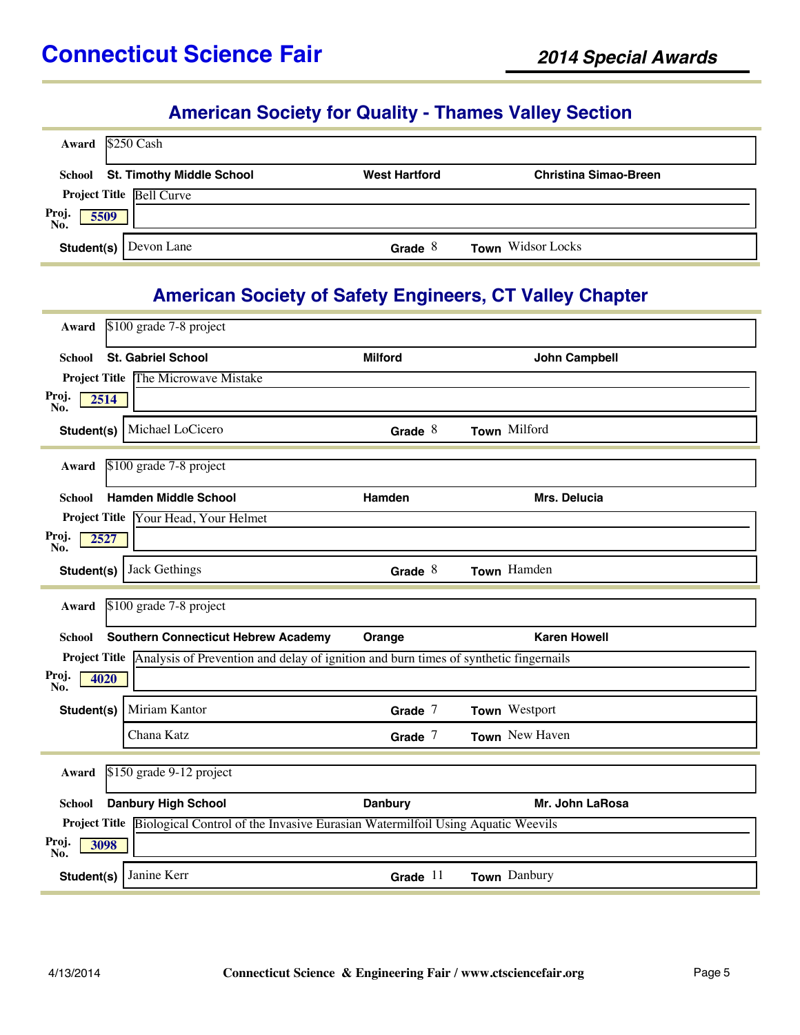# Connecticut Science Fair

## 2014 Special Awards

## American Society for Quality - Thames Valley Section

**Award** $250 Cash

**School** St. Timothy Middle School | West Hartford | Christina Simao-Breen

**Project Title** Bell Curve

**Proj. No.** 5509

| Student(s) | Grade | Town |
|---|---|---|
| Devon Lane | 8 | Widsor Locks |

## American Society of Safety Engineers, CT Valley Chapter

**Award** $100 grade 7-8 project

**School** St. Gabriel School | Milford | John Campbell

**Project Title** The Microwave Mistake

**Proj. No.** 2514

| Student(s) | Grade | Town |
|---|---|---|
| Michael LoCicero | 8 | Milford |

---

**Award** $100 grade 7-8 project

**School** Hamden Middle School | Hamden | Mrs. Delucia

**Project Title** Your Head, Your Helmet

**Proj. No.** 2527

| Student(s) | Grade | Town |
|---|---|---|
| Jack Gethings | 8 | Hamden |

---

**Award** $100 grade 7-8 project

**School** Southern Connecticut Hebrew Academy | Orange | Karen Howell

**Project Title** Analysis of Prevention and delay of ignition and burn times of synthetic fingernails

**Proj. No.** 4020

| Student(s) | Grade | Town |
|---|---|---|
| Miriam Kantor | 7 | Westport |
| Chana Katz | 7 | New Haven |

---

**Award** $150 grade 9-12 project

**School** Danbury High School | Danbury | Mr. John LaRosa

**Project Title** Biological Control of the Invasive Eurasian Watermilfoil Using Aquatic Weevils

**Proj. No.** 3098

| Student(s) | Grade | Town |
|---|---|---|
| Janine Kerr | 11 | Danbury |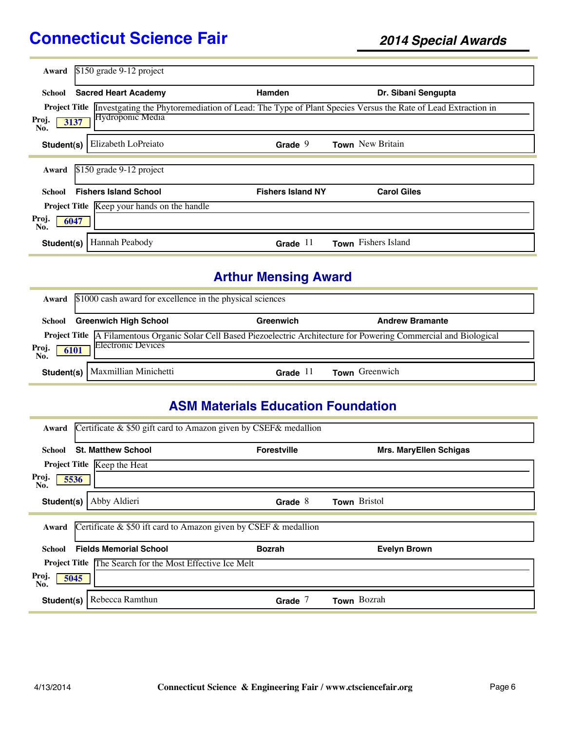## 2014 Special Awards

**Award:** $150 grade 9-12 project

**School:** Sacred Heart Academy | Hamden | Dr. Sibani Sengupta

**Project Title:** Investgating the Phytoremediation of Lead: The Type of Plant Species Versus the Rate of Lead Extraction in Hydroponic Media

**Proj. No.:** 3137

**Student(s):** Elizabeth LoPreiato | **Grade** 9 | **Town** New Britain

---

**Award:** $150 grade 9-12 project

**School:** Fishers Island School | Fishers Island NY | Carol Giles

**Project Title:** Keep your hands on the handle

**Proj. No.:** 6047

**Student(s):** Hannah Peabody | **Grade** 11 | **Town** Fishers Island

---

## Arthur Mensing Award

**Award:** $1000 cash award for excellence in the physical sciences

**School:** Greenwich High School | Greenwich | Andrew Bramante

**Project Title:** A Filamentous Organic Solar Cell Based Piezoelectric Architecture for Powering Commercial and Biological Electronic Devices

**Proj. No.:** 6101

**Student(s):** Maxmillian Minichetti | **Grade** 11 | **Town** Greenwich

---

## ASM Materials Education Foundation

**Award:** Certificate & $50 gift card to Amazon given by CSEF& medallion

**School:** St. Matthew School | Forestville | Mrs. MaryEllen Schigas

**Project Title:** Keep the Heat

**Proj. No.:** 5536

**Student(s):** Abby Aldieri | **Grade** 8 | **Town** Bristol

---

**Award:** Certificate & $50 ift card to Amazon given by CSEF & medallion

**School:** Fields Memorial School | Bozrah | Evelyn Brown

**Project Title:** The Search for the Most Effective Ice Melt

**Proj. No.:** 5045

**Student(s):** Rebecca Ramthun | **Grade** 7 | **Town** Bozrah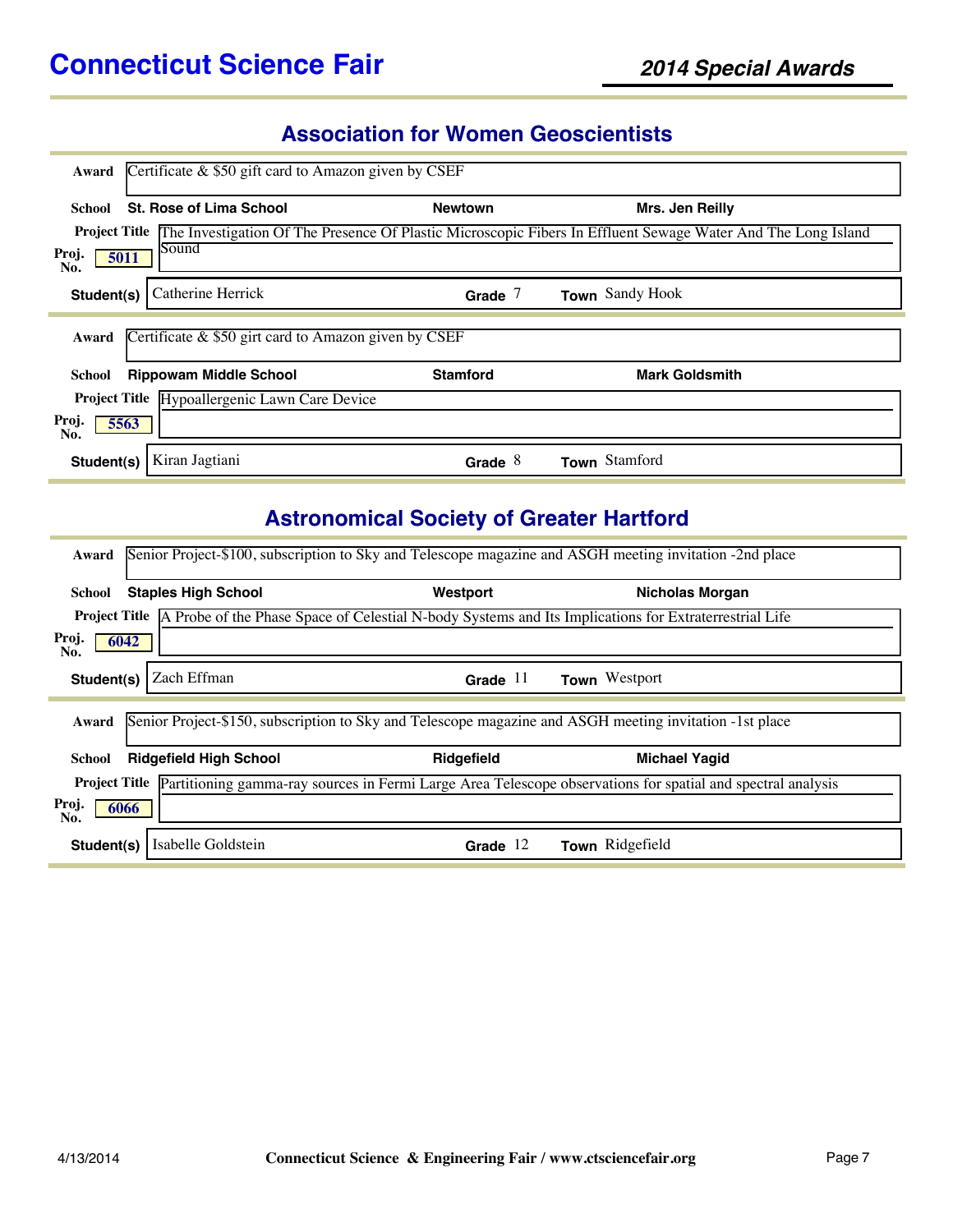## Association for Women Geoscientists

**Award** Certificate & $50 gift card to Amazon given by CSEF

**School** St. Rose of Lima School | Newtown | Mrs. Jen Reilly

**Project Title** The Investigation Of The Presence Of Plastic Microscopic Fibers In Effluent Sewage Water And The Long Island Sound

**Proj. No.** 5011

**Student(s)** Catherine Herrick | **Grade** 7 | **Town** Sandy Hook

---

**Award** Certificate & $50 girt card to Amazon given by CSEF

**School** Rippowam Middle School | Stamford | Mark Goldsmith

**Project Title** Hypoallergenic Lawn Care Device

**Proj. No.** 5563

**Student(s)** Kiran Jagtiani | **Grade** 8 | **Town** Stamford

## Astronomical Society of Greater Hartford

**Award** Senior Project-$100, subscription to Sky and Telescope magazine and ASGH meeting invitation -2nd place

**School** Staples High School | Westport | Nicholas Morgan

**Project Title** A Probe of the Phase Space of Celestial N-body Systems and Its Implications for Extraterrestrial Life

**Proj. No.** 6042

**Student(s)** Zach Effman | **Grade** 11 | **Town** Westport

---

**Award** Senior Project-$150, subscription to Sky and Telescope magazine and ASGH meeting invitation -1st place

**School** Ridgefield High School | Ridgefield | Michael Yagid

**Project Title** Partitioning gamma-ray sources in Fermi Large Area Telescope observations for spatial and spectral analysis

**Proj. No.** 6066

**Student(s)** Isabelle Goldstein | **Grade** 12 | **Town** Ridgefield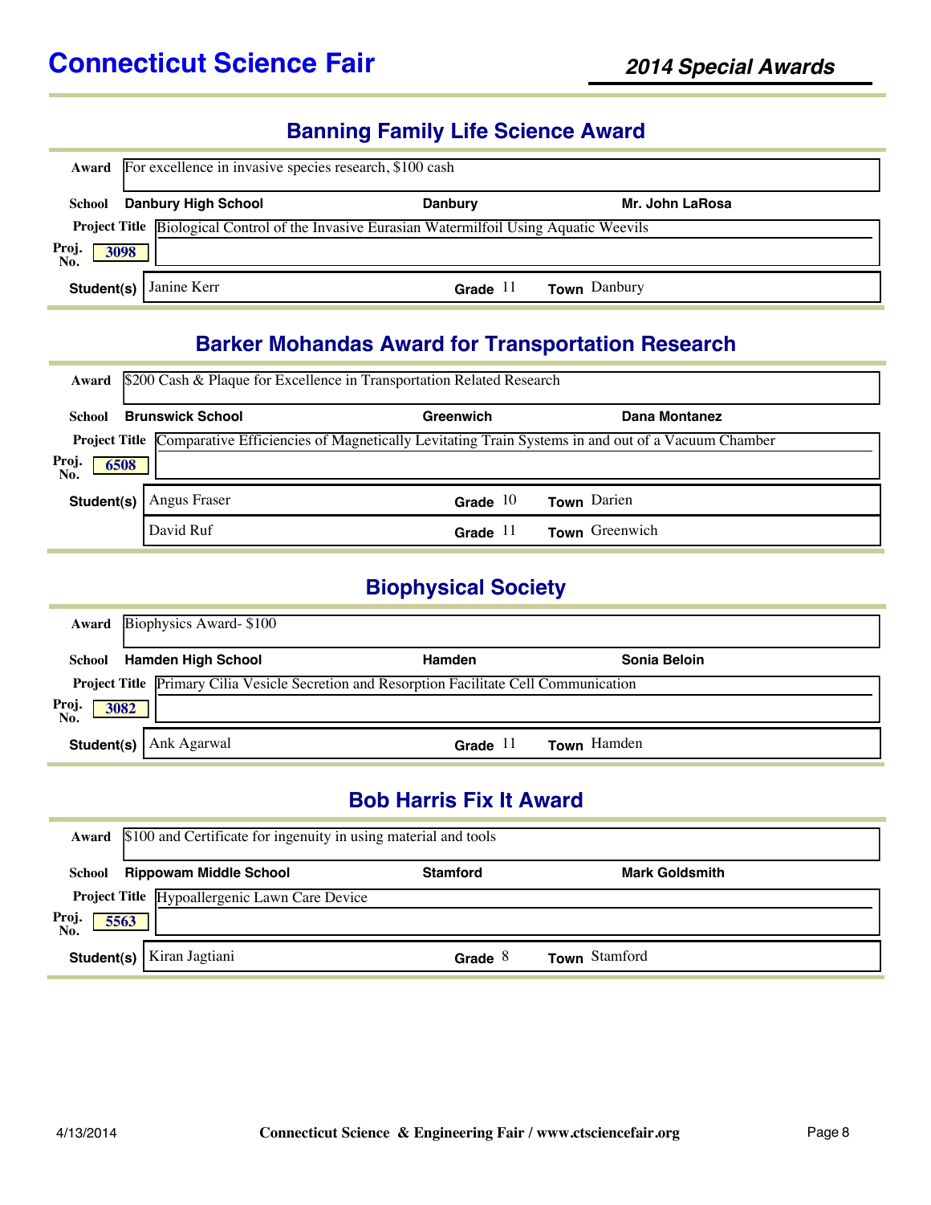# Connecticut Science Fair

## 2014 Special Awards

### Banning Family Life Science Award

**Award** For excellence in invasive species research, $100 cash

**School** **Danbury High School** — **Danbury** — **Mr. John LaRosa**

**Project Title** Biological Control of the Invasive Eurasian Watermilfoil Using Aquatic Weevils

**Proj. No.** 3098

| Student(s) | Grade | Town |
| --- | --- | --- |
| Janine Kerr | 11 | Danbury |

### Barker Mohandas Award for Transportation Research

**Award** $200 Cash & Plaque for Excellence in Transportation Related Research

**School** **Brunswick School** — **Greenwich** — **Dana Montanez**

**Project Title** Comparative Efficiencies of Magnetically Levitating Train Systems in and out of a Vacuum Chamber

**Proj. No.** 6508

| Student(s) | Grade | Town |
| --- | --- | --- |
| Angus Fraser | 10 | Darien |
| David Ruf | 11 | Greenwich |

### Biophysical Society

**Award** Biophysics Award- $100

**School** **Hamden High School** — **Hamden** — **Sonia Beloin**

**Project Title** Primary Cilia Vesicle Secretion and Resorption Facilitate Cell Communication

**Proj. No.** 3082

| Student(s) | Grade | Town |
| --- | --- | --- |
| Ank Agarwal | 11 | Hamden |

### Bob Harris Fix It Award

**Award** $100 and Certificate for ingenuity in using material and tools

**School** **Rippowam Middle School** — **Stamford** — **Mark Goldsmith**

**Project Title** Hypoallergenic Lawn Care Device

**Proj. No.** 5563

| Student(s) | Grade | Town |
| --- | --- | --- |
| Kiran Jagtiani | 8 | Stamford |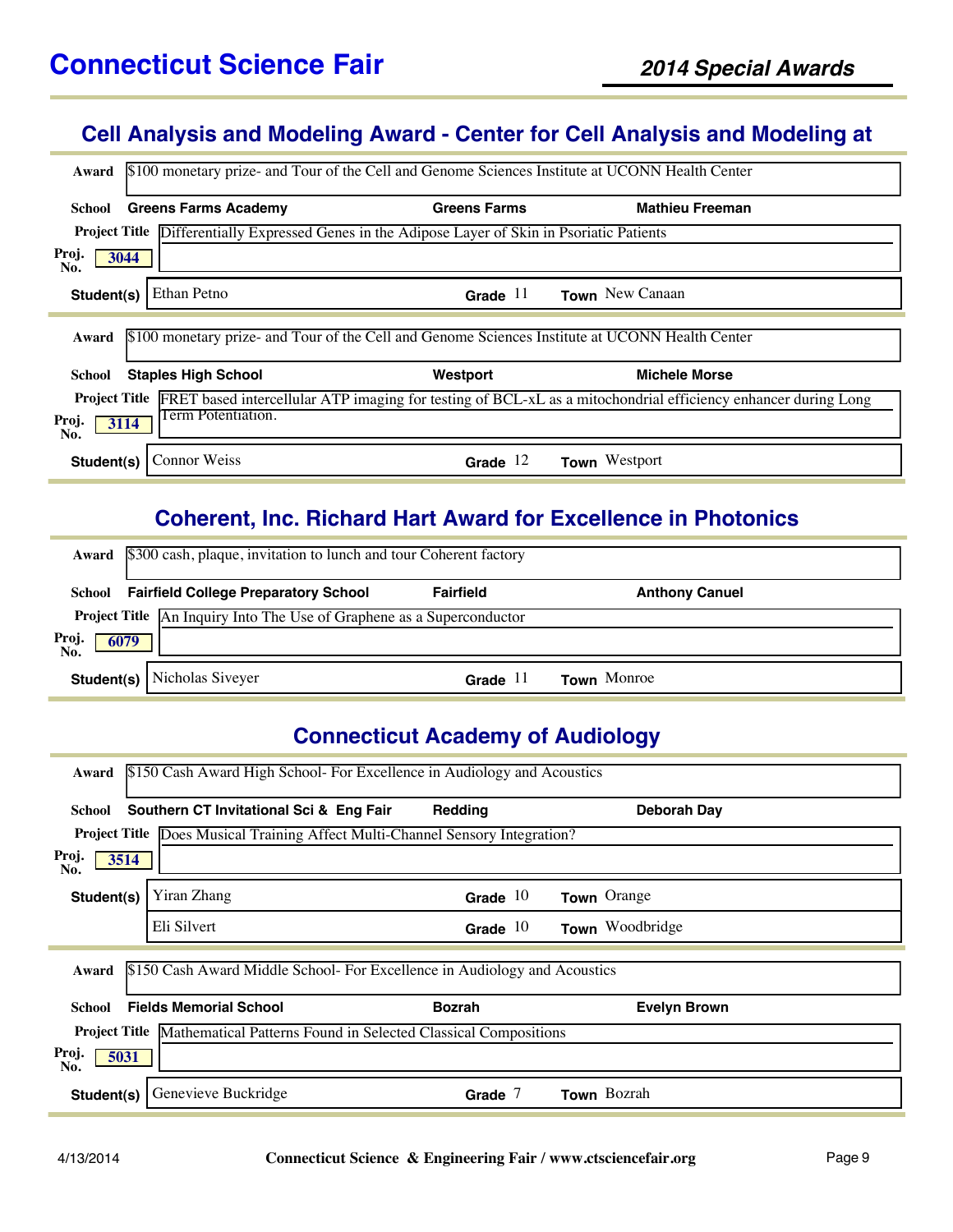# Connecticut Science Fair

## 2014 Special Awards

## Cell Analysis and Modeling Award - Center for Cell Analysis and Modeling at

**Award** $100 monetary prize- and Tour of the Cell and Genome Sciences Institute at UCONN Health Center

**School** Greens Farms Academy | Greens Farms | Mathieu Freeman

**Project Title** Differentially Expressed Genes in the Adipose Layer of Skin in Psoriatic Patients

**Proj. No.** 3044

| Student(s) | Grade | Town |
|---|---|---|
| Ethan Petno | 11 | New Canaan |

**Award** $100 monetary prize- and Tour of the Cell and Genome Sciences Institute at UCONN Health Center

**School** Staples High School | Westport | Michele Morse

**Project Title** FRET based intercellular ATP imaging for testing of BCL-xL as a mitochondrial efficiency enhancer during Long Term Potentiation.

**Proj. No.** 3114

| Student(s) | Grade | Town |
|---|---|---|
| Connor Weiss | 12 | Westport |

## Coherent, Inc. Richard Hart Award for Excellence in Photonics

**Award** $300 cash, plaque, invitation to lunch and tour Coherent factory

**School** Fairfield College Preparatory School | Fairfield | Anthony Canuel

**Project Title** An Inquiry Into The Use of Graphene as a Superconductor

**Proj. No.** 6079

| Student(s) | Grade | Town |
|---|---|---|
| Nicholas Siveyer | 11 | Monroe |

## Connecticut Academy of Audiology

**Award** $150 Cash Award High School- For Excellence in Audiology and Acoustics

**School** Southern CT Invitational Sci & Eng Fair | Redding | Deborah Day

**Project Title** Does Musical Training Affect Multi-Channel Sensory Integration?

**Proj. No.** 3514

| Student(s) | Grade | Town |
|---|---|---|
| Yiran Zhang | 10 | Orange |
| Eli Silvert | 10 | Woodbridge |

**Award** $150 Cash Award Middle School- For Excellence in Audiology and Acoustics

**School** Fields Memorial School | Bozrah | Evelyn Brown

**Project Title** Mathematical Patterns Found in Selected Classical Compositions

**Proj. No.** 5031

| Student(s) | Grade | Town |
|---|---|---|
| Genevieve Buckridge | 7 | Bozrah |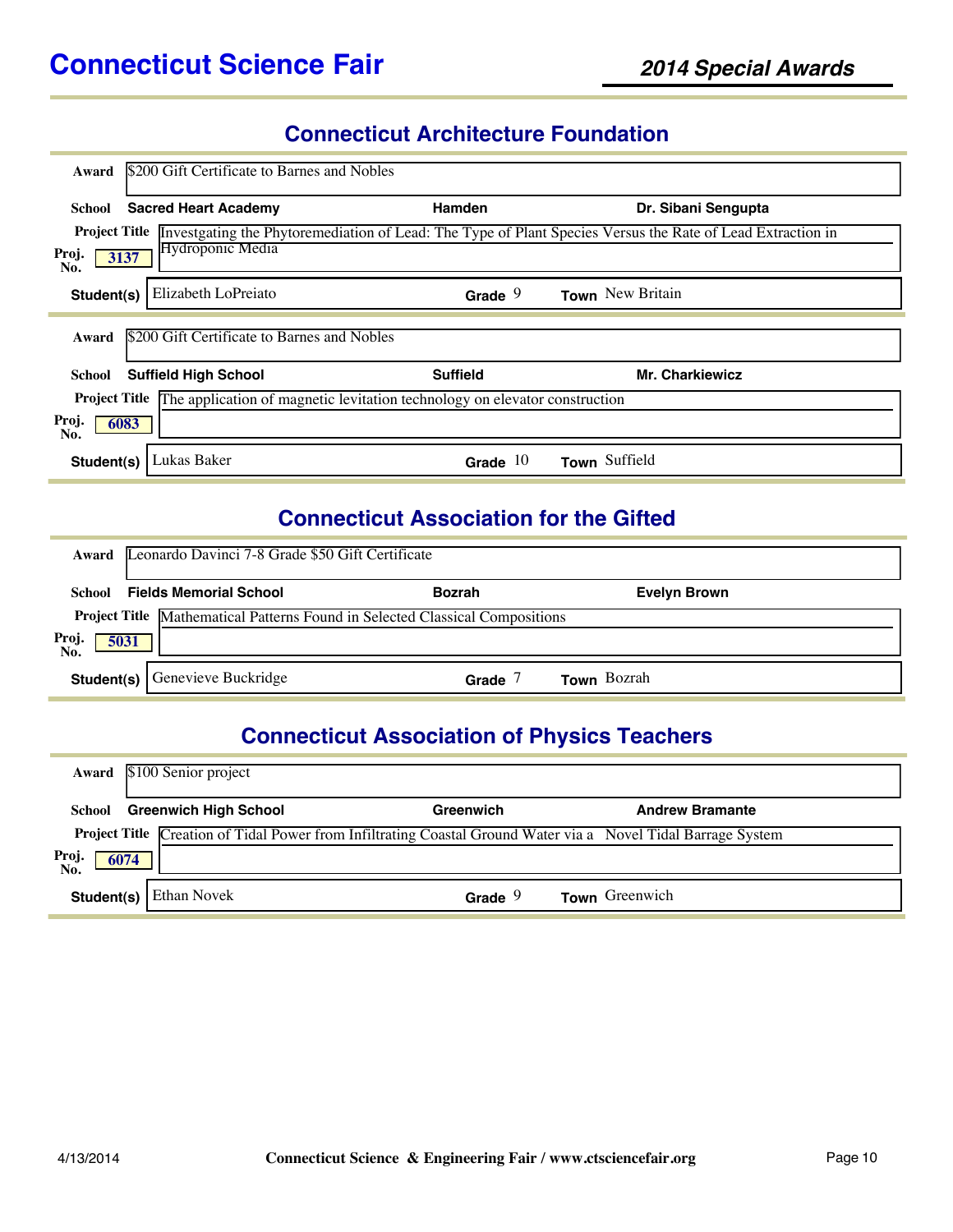# Connecticut Science Fair

## 2014 Special Awards

### Connecticut Architecture Foundation

**Award** $200 Gift Certificate to Barnes and Nobles

**School** **Sacred Heart Academy** | **Hamden** | **Dr. Sibani Sengupta**

**Project Title** Investgating the Phytoremediation of Lead: The Type of Plant Species Versus the Rate of Lead Extraction in Hydroponic Media

**Proj. No.** 3137

**Student(s)** Elizabeth LoPreiato | **Grade** 9 | **Town** New Britain

---

**Award** $200 Gift Certificate to Barnes and Nobles

**School** **Suffield High School** | **Suffield** | **Mr. Charkiewicz**

**Project Title** The application of magnetic levitation technology on elevator construction

**Proj. No.** 6083

**Student(s)** Lukas Baker | **Grade** 10 | **Town** Suffield

### Connecticut Association for the Gifted

**Award** Leonardo Davinci 7-8 Grade $50 Gift Certificate

**School** **Fields Memorial School** | **Bozrah** | **Evelyn Brown**

**Project Title** Mathematical Patterns Found in Selected Classical Compositions

**Proj. No.** 5031

**Student(s)** Genevieve Buckridge | **Grade** 7 | **Town** Bozrah

### Connecticut Association of Physics Teachers

**Award** $100 Senior project

**School** **Greenwich High School** | **Greenwich** | **Andrew Bramante**

**Project Title** Creation of Tidal Power from Infiltrating Coastal Ground Water via a Novel Tidal Barrage System

**Proj. No.** 6074

**Student(s)** Ethan Novek | **Grade** 9 | **Town** Greenwich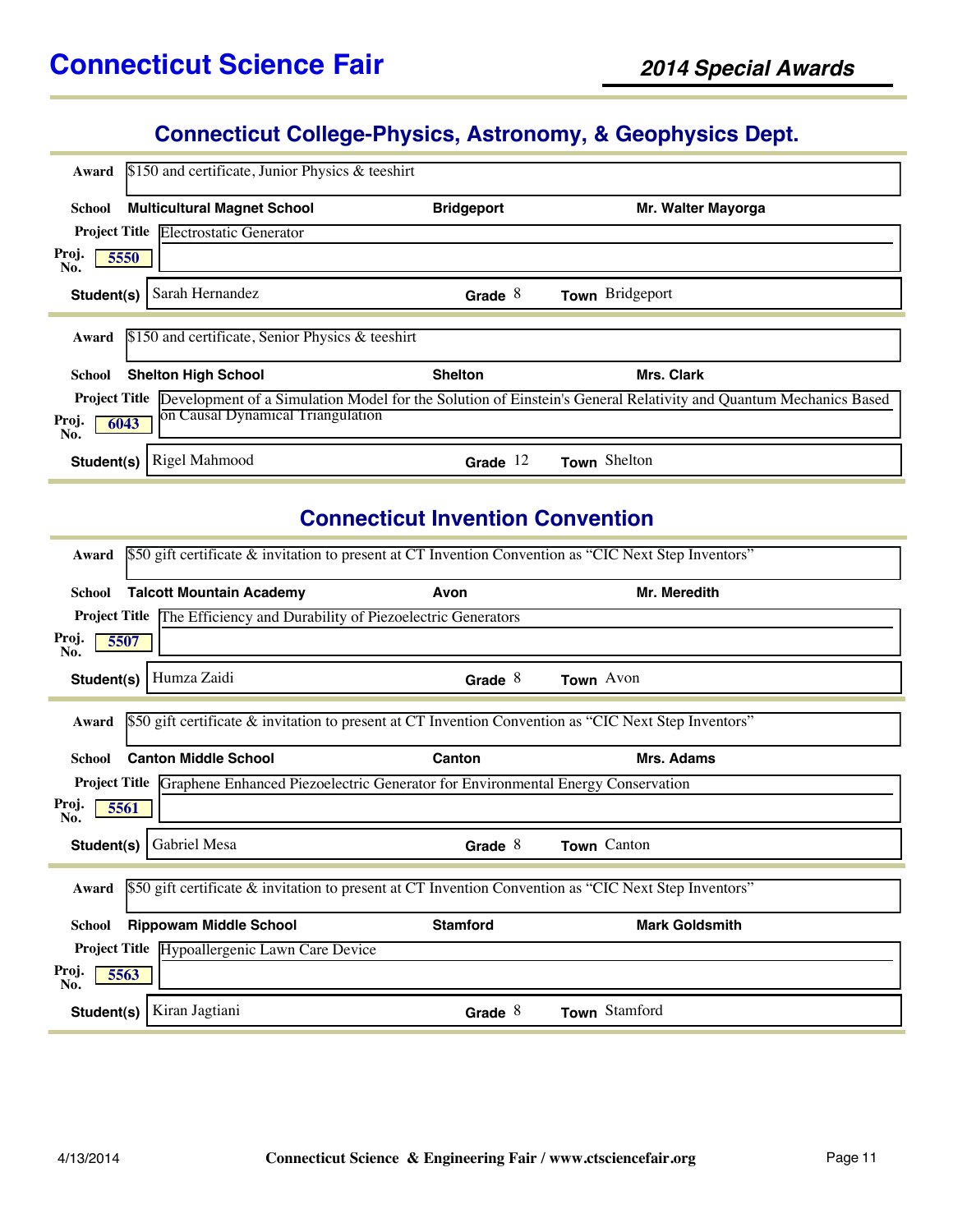# Connecticut Science Fair

## 2014 Special Awards

### Connecticut College-Physics, Astronomy, & Geophysics Dept.

**Award** $150 and certificate, Junior Physics & teeshirt

**School** Multicultural Magnet School | Bridgeport | Mr. Walter Mayorga

**Project Title** Electrostatic Generator

**Proj. No.** 5550

**Student(s)** Sarah Hernandez | **Grade** 8 | **Town** Bridgeport

---

**Award** $150 and certificate, Senior Physics & teeshirt

**School** Shelton High School | Shelton | Mrs. Clark

**Project Title** Development of a Simulation Model for the Solution of Einstein's General Relativity and Quantum Mechanics Based on Causal Dynamical Triangulation

**Proj. No.** 6043

**Student(s)** Rigel Mahmood | **Grade** 12 | **Town** Shelton

---

### Connecticut Invention Convention

**Award** $50 gift certificate & invitation to present at CT Invention Convention as "CIC Next Step Inventors"

**School** Talcott Mountain Academy | Avon | Mr. Meredith

**Project Title** The Efficiency and Durability of Piezoelectric Generators

**Proj. No.** 5507

**Student(s)** Humza Zaidi | **Grade** 8 | **Town** Avon

---

**Award** $50 gift certificate & invitation to present at CT Invention Convention as "CIC Next Step Inventors"

**School** Canton Middle School | Canton | Mrs. Adams

**Project Title** Graphene Enhanced Piezoelectric Generator for Environmental Energy Conservation

**Proj. No.** 5561

**Student(s)** Gabriel Mesa | **Grade** 8 | **Town** Canton

---

**Award** $50 gift certificate & invitation to present at CT Invention Convention as "CIC Next Step Inventors"

**School** Rippowam Middle School | Stamford | Mark Goldsmith

**Project Title** Hypoallergenic Lawn Care Device

**Proj. No.** 5563

**Student(s)** Kiran Jagtiani | **Grade** 8 | **Town** Stamford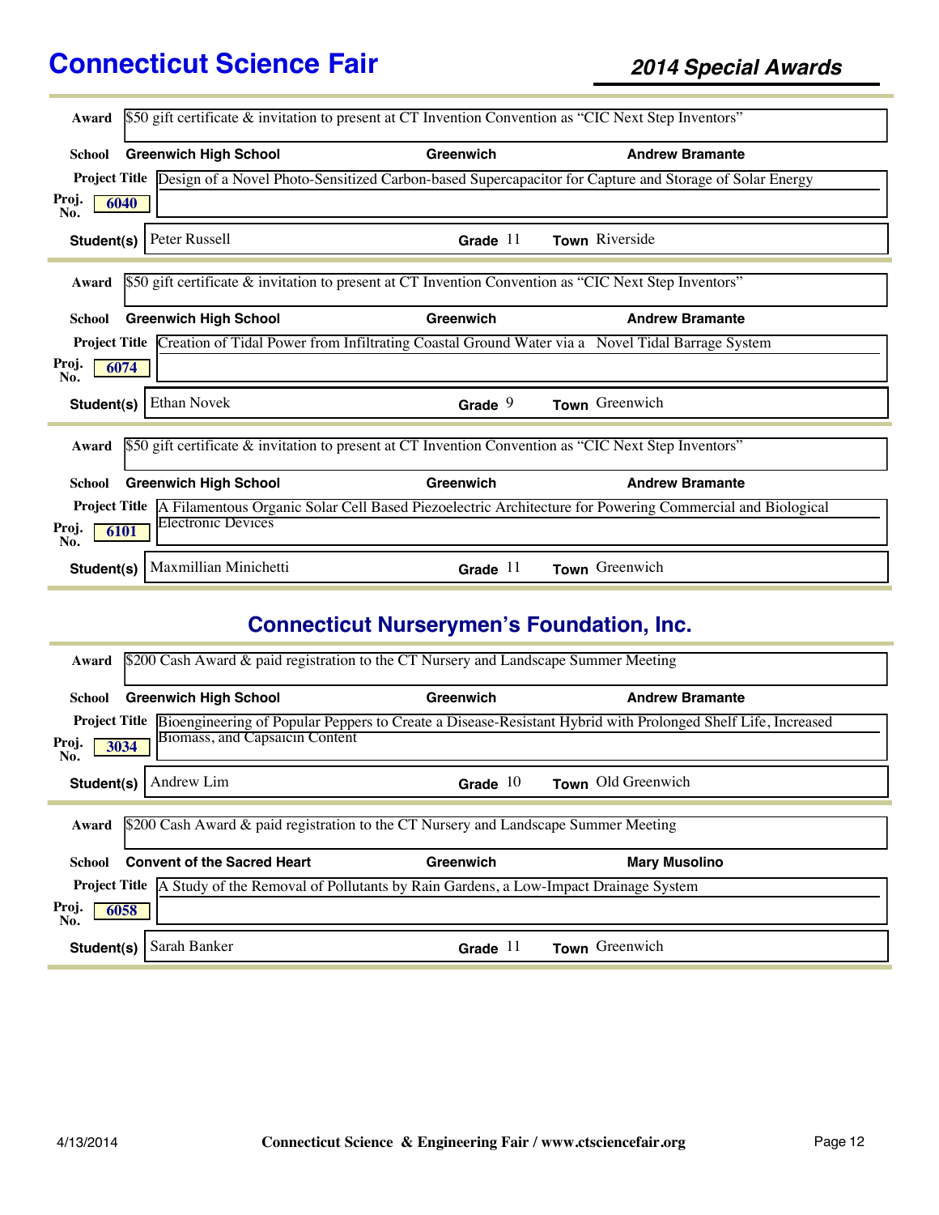**Award** $50 gift certificate & invitation to present at CT Invention Convention as “CIC Next Step Inventors”

**School** Greenwich High School | Greenwich | Andrew Bramante

**Project Title** Design of a Novel Photo-Sensitized Carbon-based Supercapacitor for Capture and Storage of Solar Energy

**Proj. No.** 6040

**Student(s)** Peter Russell | **Grade** 11 | **Town** Riverside

---

**Award** $50 gift certificate & invitation to present at CT Invention Convention as “CIC Next Step Inventors”

**School** Greenwich High School | Greenwich | Andrew Bramante

**Project Title** Creation of Tidal Power from Infiltrating Coastal Ground Water via a Novel Tidal Barrage System

**Proj. No.** 6074

**Student(s)** Ethan Novek | **Grade** 9 | **Town** Greenwich

---

**Award** $50 gift certificate & invitation to present at CT Invention Convention as “CIC Next Step Inventors”

**School** Greenwich High School | Greenwich | Andrew Bramante

**Project Title** A Filamentous Organic Solar Cell Based Piezoelectric Architecture for Powering Commercial and Biological Electronic Devices

**Proj. No.** 6101

**Student(s)** Maxmillian Minichetti | **Grade** 11 | **Town** Greenwich

---

## Connecticut Nurserymen’s Foundation, Inc.

**Award** $200 Cash Award & paid registration to the CT Nursery and Landscape Summer Meeting

**School** Greenwich High School | Greenwich | Andrew Bramante

**Project Title** Bioengineering of Popular Peppers to Create a Disease-Resistant Hybrid with Prolonged Shelf Life, Increased Biomass, and Capsaicin Content

**Proj. No.** 3034

**Student(s)** Andrew Lim | **Grade** 10 | **Town** Old Greenwich

---

**Award** $200 Cash Award & paid registration to the CT Nursery and Landscape Summer Meeting

**School** Convent of the Sacred Heart | Greenwich | Mary Musolino

**Project Title** A Study of the Removal of Pollutants by Rain Gardens, a Low-Impact Drainage System

**Proj. No.** 6058

**Student(s)** Sarah Banker | **Grade** 11 | **Town** Greenwich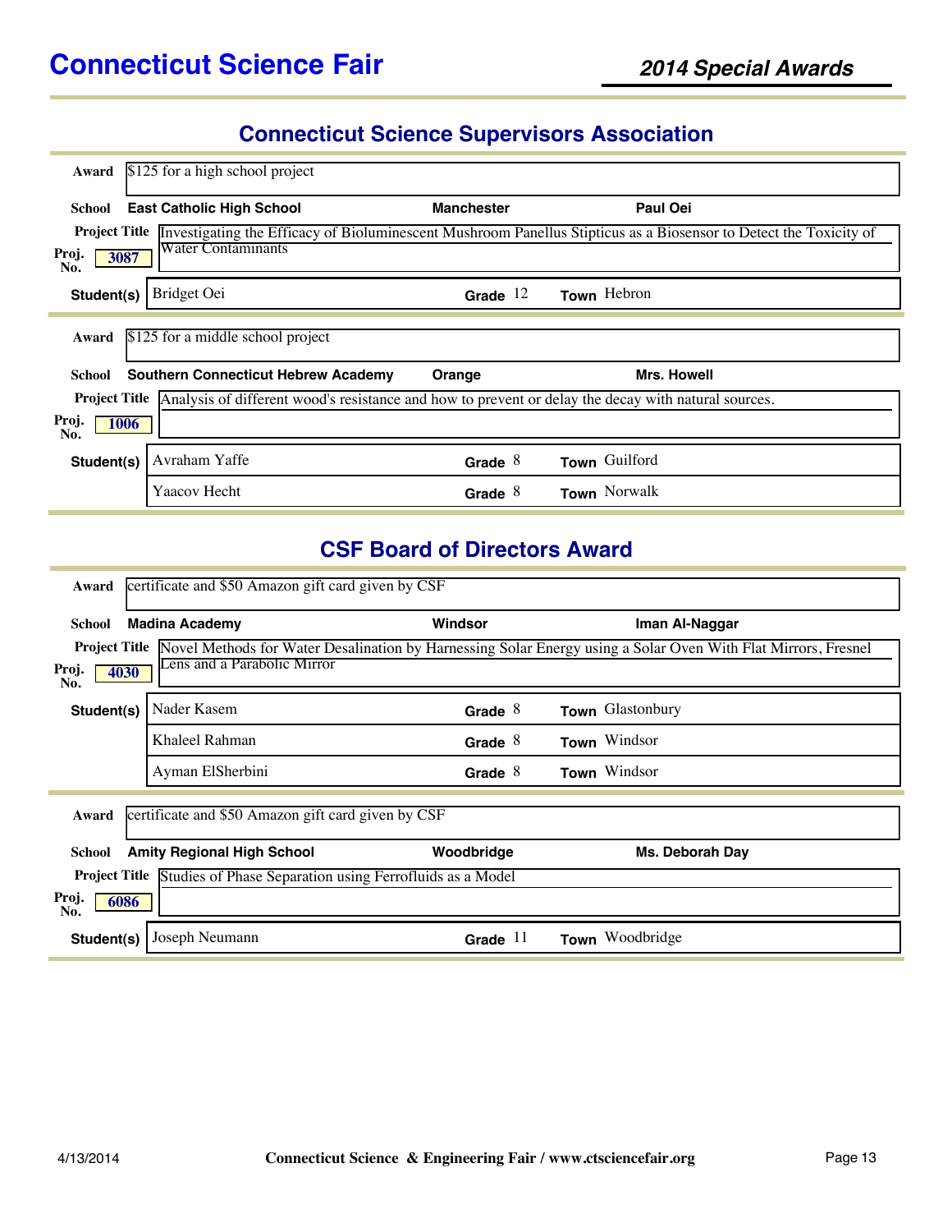## Connecticut Science Supervisors Association

**Award** $125 for a high school project

**School** East Catholic High School | Manchester | Paul Oei

**Project Title** Investigating the Efficacy of Bioluminescent Mushroom Panellus Stipticus as a Biosensor to Detect the Toxicity of Water Contaminants

**Proj. No.** 3087

| Student(s) | Grade | Town |
|---|---|---|
| Bridget Oei | 12 | Hebron |

---

**Award** $125 for a middle school project

**School** Southern Connecticut Hebrew Academy | Orange | Mrs. Howell

**Project Title** Analysis of different wood's resistance and how to prevent or delay the decay with natural sources.

**Proj. No.** 1006

| Student(s) | Grade | Town |
|---|---|---|
| Avraham Yaffe | 8 | Guilford |
| Yaacov Hecht | 8 | Norwalk |

## CSF Board of Directors Award

**Award** certificate and $50 Amazon gift card given by CSF

**School** Madina Academy | Windsor | Iman Al-Naggar

**Project Title** Novel Methods for Water Desalination by Harnessing Solar Energy using a Solar Oven With Flat Mirrors, Fresnel Lens and a Parabolic Mirror

**Proj. No.** 4030

| Student(s) | Grade | Town |
|---|---|---|
| Nader Kasem | 8 | Glastonbury |
| Khaleel Rahman | 8 | Windsor |
| Ayman ElSherbini | 8 | Windsor |

---

**Award** certificate and $50 Amazon gift card given by CSF

**School** Amity Regional High School | Woodbridge | Ms. Deborah Day

**Project Title** Studies of Phase Separation using Ferrofluids as a Model

**Proj. No.** 6086

| Student(s) | Grade | Town |
|---|---|---|
| Joseph Neumann | 11 | Woodbridge |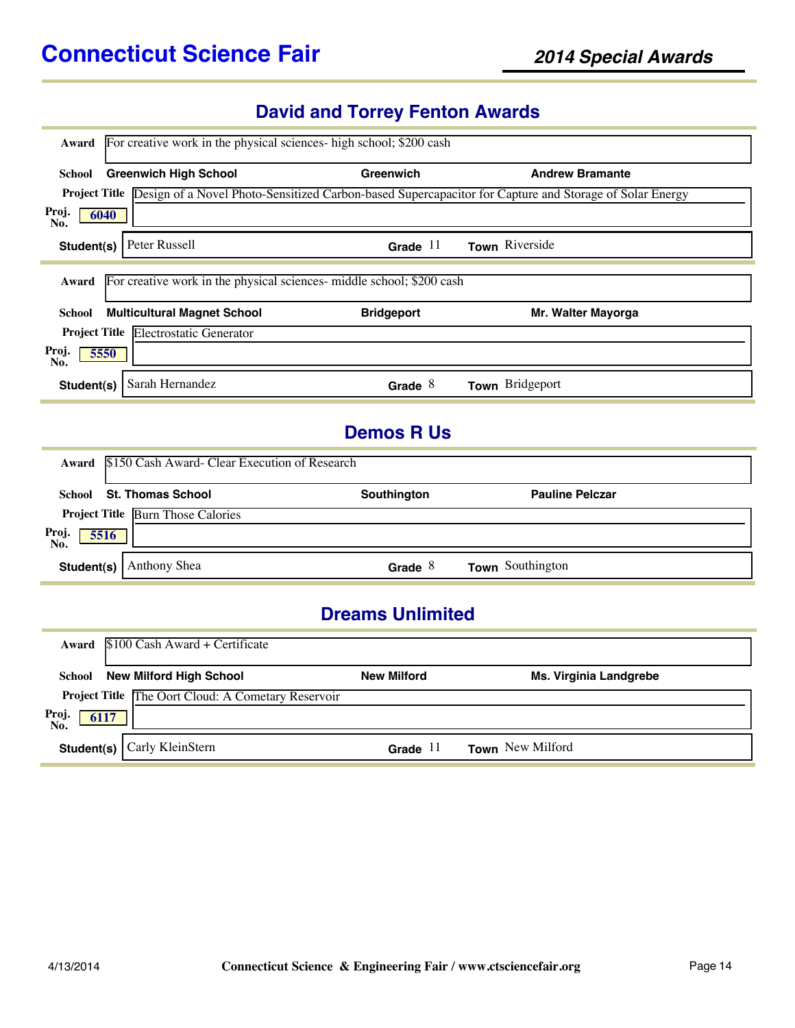# Connecticut Science Fair

## 2014 Special Awards

## David and Torrey Fenton Awards

**Award** For creative work in the physical sciences- high school; $200 cash

**School** Greenwich High School | Greenwich | Andrew Bramante

**Project Title** Design of a Novel Photo-Sensitized Carbon-based Supercapacitor for Capture and Storage of Solar Energy

**Proj. No.** 6040

**Student(s)** Peter Russell | **Grade** 11 | **Town** Riverside

---

**Award** For creative work in the physical sciences- middle school; $200 cash

**School** Multicultural Magnet School | Bridgeport | Mr. Walter Mayorga

**Project Title** Electrostatic Generator

**Proj. No.** 5550

**Student(s)** Sarah Hernandez | **Grade** 8 | **Town** Bridgeport

## Demos R Us

**Award** $150 Cash Award- Clear Execution of Research

**School** St. Thomas School | Southington | Pauline Pelczar

**Project Title** Burn Those Calories

**Proj. No.** 5516

**Student(s)** Anthony Shea | **Grade** 8 | **Town** Southington

## Dreams Unlimited

**Award** $100 Cash Award + Certificate

**School** New Milford High School | New Milford | Ms. Virginia Landgrebe

**Project Title** The Oort Cloud: A Cometary Reservoir

**Proj. No.** 6117

**Student(s)** Carly KleinStern | **Grade** 11 | **Town** New Milford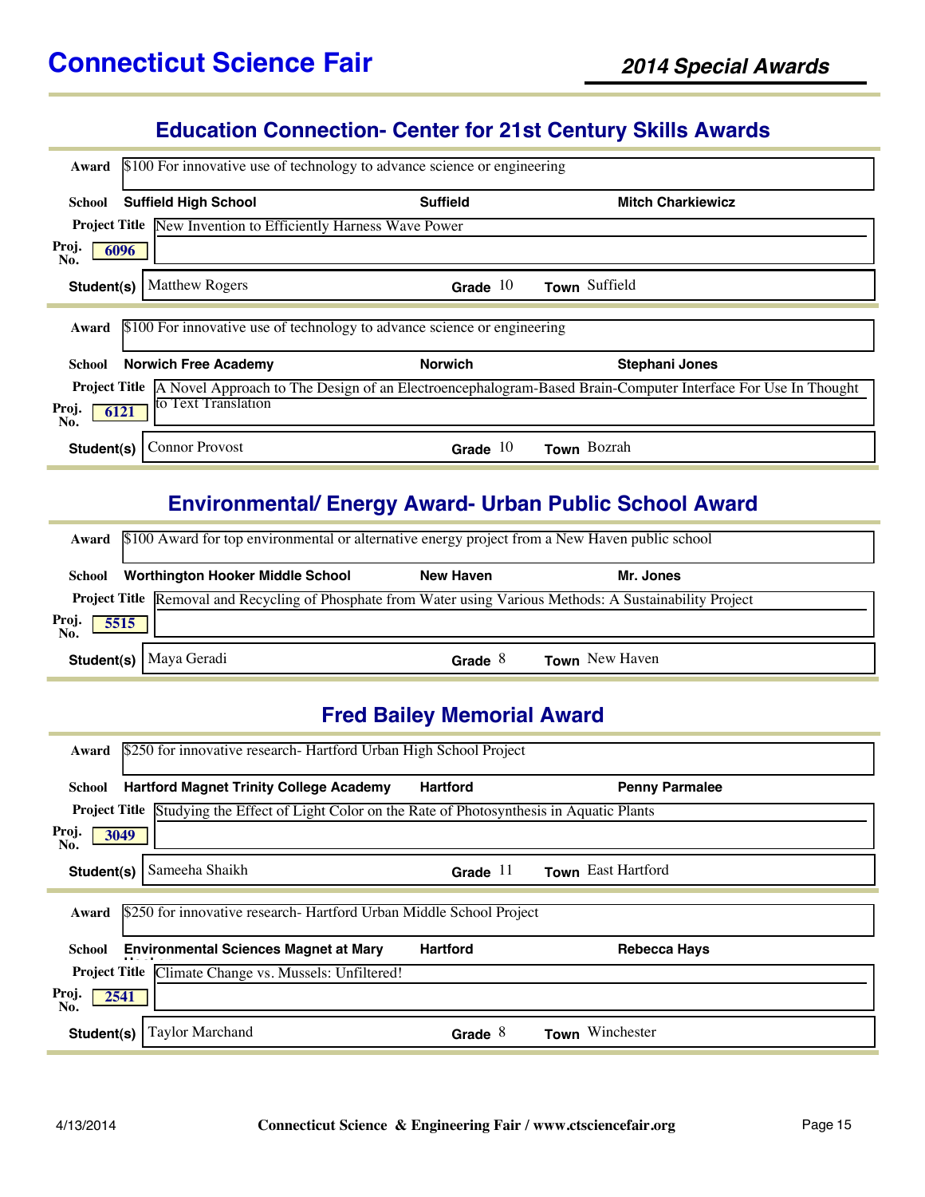# Connecticut Science Fair

## 2014 Special Awards

### Education Connection- Center for 21st Century Skills Awards

**Award** $100 For innovative use of technology to advance science or engineering

**School** Suffield High School | Suffield | Mitch Charkiewicz

**Project Title** New Invention to Efficiently Harness Wave Power

**Proj. No.** 6096

**Student(s)** Matthew Rogers | **Grade** 10 | **Town** Suffield

---

**Award** $100 For innovative use of technology to advance science or engineering

**School** Norwich Free Academy | Norwich | Stephani Jones

**Project Title** A Novel Approach to The Design of an Electroencephalogram-Based Brain-Computer Interface For Use In Thought to Text Translation

**Proj. No.** 6121

**Student(s)** Connor Provost | **Grade** 10 | **Town** Bozrah

### Environmental/ Energy Award- Urban Public School Award

**Award** $100 Award for top environmental or alternative energy project from a New Haven public school

**School** Worthington Hooker Middle School | New Haven | Mr. Jones

**Project Title** Removal and Recycling of Phosphate from Water using Various Methods: A Sustainability Project

**Proj. No.** 5515

**Student(s)** Maya Geradi | **Grade** 8 | **Town** New Haven

### Fred Bailey Memorial Award

**Award** $250 for innovative research- Hartford Urban High School Project

**School** Hartford Magnet Trinity College Academy | Hartford | Penny Parmalee

**Project Title** Studying the Effect of Light Color on the Rate of Photosynthesis in Aquatic Plants

**Proj. No.** 3049

**Student(s)** Sameeha Shaikh | **Grade** 11 | **Town** East Hartford

---

**Award** $250 for innovative research- Hartford Urban Middle School Project

**School** Environmental Sciences Magnet at Mary Hooker | Hartford | Rebecca Hays

**Project Title** Climate Change vs. Mussels: Unfiltered!

**Proj. No.** 2541

**Student(s)** Taylor Marchand | **Grade** 8 | **Town** Winchester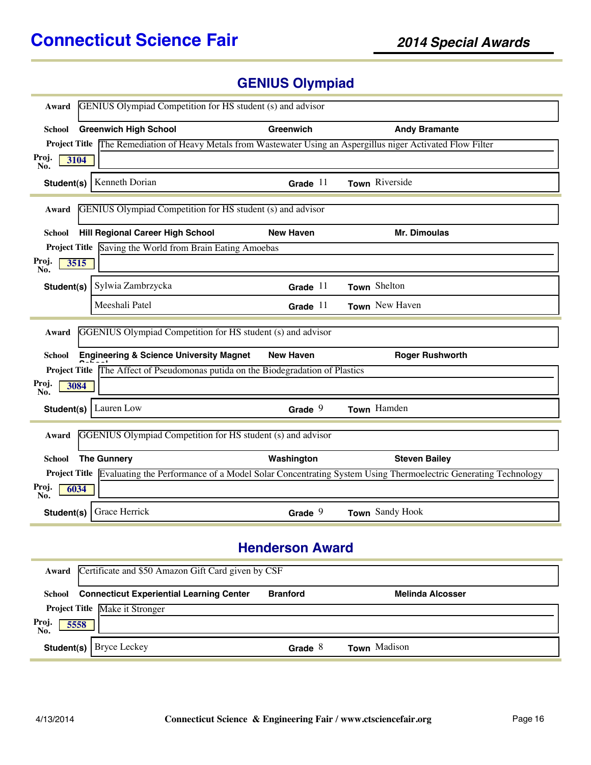# Connecticut Science Fair

## 2014 Special Awards

## GENIUS Olympiad

**Award** GENIUS Olympiad Competition for HS student (s) and advisor

**School** Greenwich High School | Greenwich | Andy Bramante

**Project Title** The Remediation of Heavy Metals from Wastewater Using an Aspergillus niger Activated Flow Filter

**Proj. No.** 3104

| Student(s) | Grade | Town |
|---|---|---|
| Kenneth Dorian | 11 | Riverside |

---

**Award** GENIUS Olympiad Competition for HS student (s) and advisor

**School** Hill Regional Career High School | New Haven | Mr. Dimoulas

**Project Title** Saving the World from Brain Eating Amoebas

**Proj. No.** 3515

| Student(s) | Grade | Town |
|---|---|---|
| Sylwia Zambrzycka | 11 | Shelton |
| Meeshali Patel | 11 | New Haven |

---

**Award** GGENIUS Olympiad Competition for HS student (s) and advisor

**School** Engineering & Science University Magnet School | New Haven | Roger Rushworth

**Project Title** The Affect of Pseudomonas putida on the Biodegradation of Plastics

**Proj. No.** 3084

| Student(s) | Grade | Town |
|---|---|---|
| Lauren Low | 9 | Hamden |

---

**Award** GGENIUS Olympiad Competition for HS student (s) and advisor

**School** The Gunnery | Washington | Steven Bailey

**Project Title** Evaluating the Performance of a Model Solar Concentrating System Using Thermoelectric Generating Technology

**Proj. No.** 6034

| Student(s) | Grade | Town |
|---|---|---|
| Grace Herrick | 9 | Sandy Hook |

## Henderson Award

**Award** Certificate and $50 Amazon Gift Card given by CSF

**School** Connecticut Experiential Learning Center | Branford | Melinda Alcosser

**Project Title** Make it Stronger

**Proj. No.** 5558

| Student(s) | Grade | Town |
|---|---|---|
| Bryce Leckey | 8 | Madison |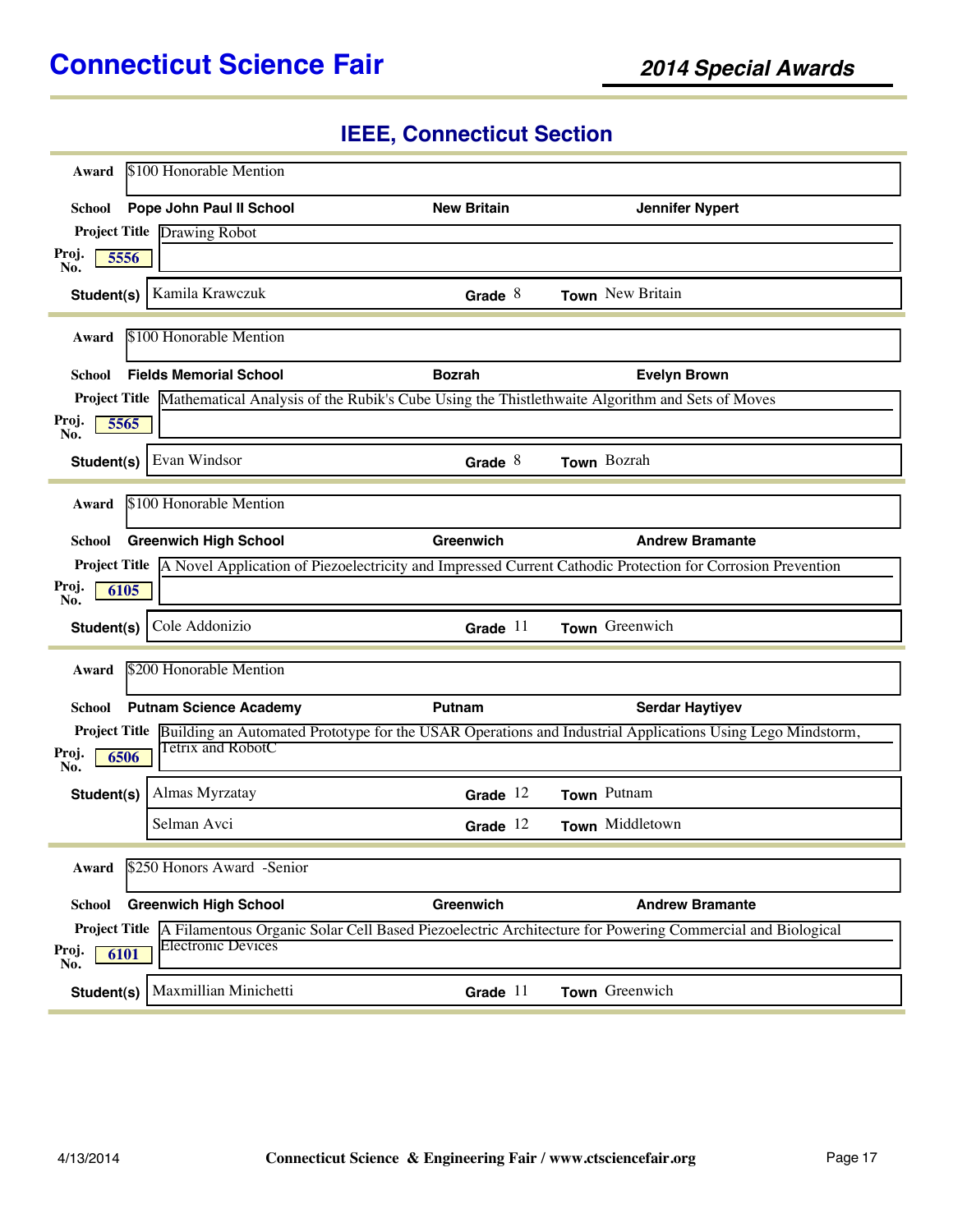# Connecticut Science Fair

## 2014 Special Awards

## IEEE, Connecticut Section

**Award** $100 Honorable Mention

**School** Pope John Paul II School — New Britain — Jennifer Nypert

**Project Title** Drawing Robot

**Proj. No.** 5556

**Student(s)** Kamila Krawczuk — **Grade** 8 — **Town** New Britain

---

**Award** $100 Honorable Mention

**School** Fields Memorial School — Bozrah — Evelyn Brown

**Project Title** Mathematical Analysis of the Rubik's Cube Using the Thistlethwaite Algorithm and Sets of Moves

**Proj. No.** 5565

**Student(s)** Evan Windsor — **Grade** 8 — **Town** Bozrah

---

**Award** $100 Honorable Mention

**School** Greenwich High School — Greenwich — Andrew Bramante

**Project Title** A Novel Application of Piezoelectricity and Impressed Current Cathodic Protection for Corrosion Prevention

**Proj. No.** 6105

**Student(s)** Cole Addonizio — **Grade** 11 — **Town** Greenwich

---

**Award** $200 Honorable Mention

**School** Putnam Science Academy — Putnam — Serdar Haytiyev

**Project Title** Building an Automated Prototype for the USAR Operations and Industrial Applications Using Lego Mindstorm, Tetrix and RobotC

**Proj. No.** 6506

**Student(s)**
- Almas Myrzatay — **Grade** 12 — **Town** Putnam
- Selman Avci — **Grade** 12 — **Town** Middletown

---

**Award** $250 Honors Award -Senior

**School** Greenwich High School — Greenwich — Andrew Bramante

**Project Title** A Filamentous Organic Solar Cell Based Piezoelectric Architecture for Powering Commercial and Biological Electronic Devices

**Proj. No.** 6101

**Student(s)** Maxmillian Minichetti — **Grade** 11 — **Town** Greenwich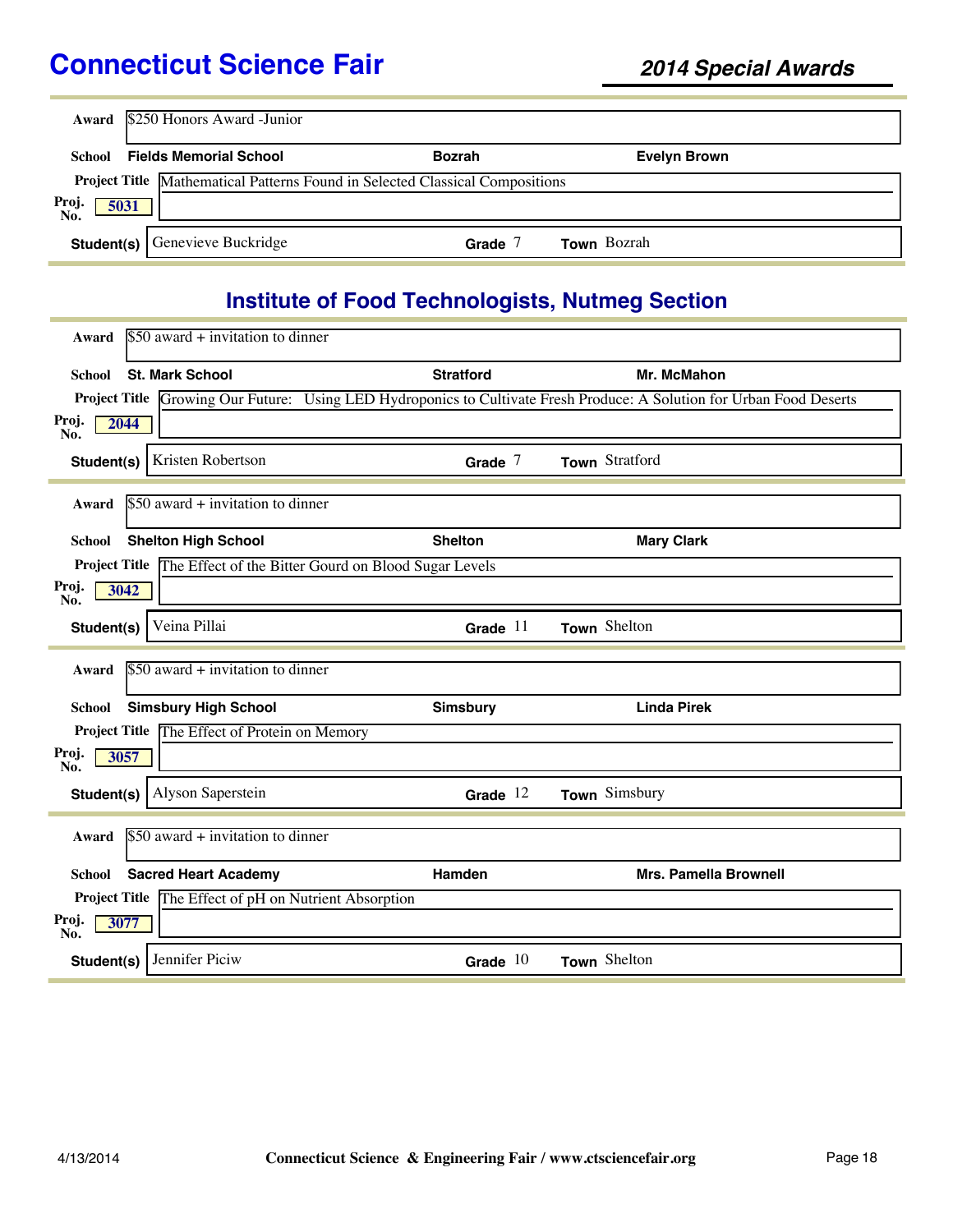## Connecticut Science Fair

### 2014 Special Awards

**Award** $250 Honors Award -Junior

**School** Fields Memorial School — Bozrah — Evelyn Brown

**Project Title** Mathematical Patterns Found in Selected Classical Compositions

**Proj. No.** 5031

**Student(s)** Genevieve Buckridge — **Grade** 7 — **Town** Bozrah

---

## Institute of Food Technologists, Nutmeg Section

**Award** $50 award + invitation to dinner

**School** St. Mark School — Stratford — Mr. McMahon

**Project Title** Growing Our Future: Using LED Hydroponics to Cultivate Fresh Produce: A Solution for Urban Food Deserts

**Proj. No.** 2044

**Student(s)** Kristen Robertson — **Grade** 7 — **Town** Stratford

---

**Award** $50 award + invitation to dinner

**School** Shelton High School — Shelton — Mary Clark

**Project Title** The Effect of the Bitter Gourd on Blood Sugar Levels

**Proj. No.** 3042

**Student(s)** Veina Pillai — **Grade** 11 — **Town** Shelton

---

**Award** $50 award + invitation to dinner

**School** Simsbury High School — Simsbury — Linda Pirek

**Project Title** The Effect of Protein on Memory

**Proj. No.** 3057

**Student(s)** Alyson Saperstein — **Grade** 12 — **Town** Simsbury

---

**Award** $50 award + invitation to dinner

**School** Sacred Heart Academy — Hamden — Mrs. Pamella Brownell

**Project Title** The Effect of pH on Nutrient Absorption

**Proj. No.** 3077

**Student(s)** Jennifer Piciw — **Grade** 10 — **Town** Shelton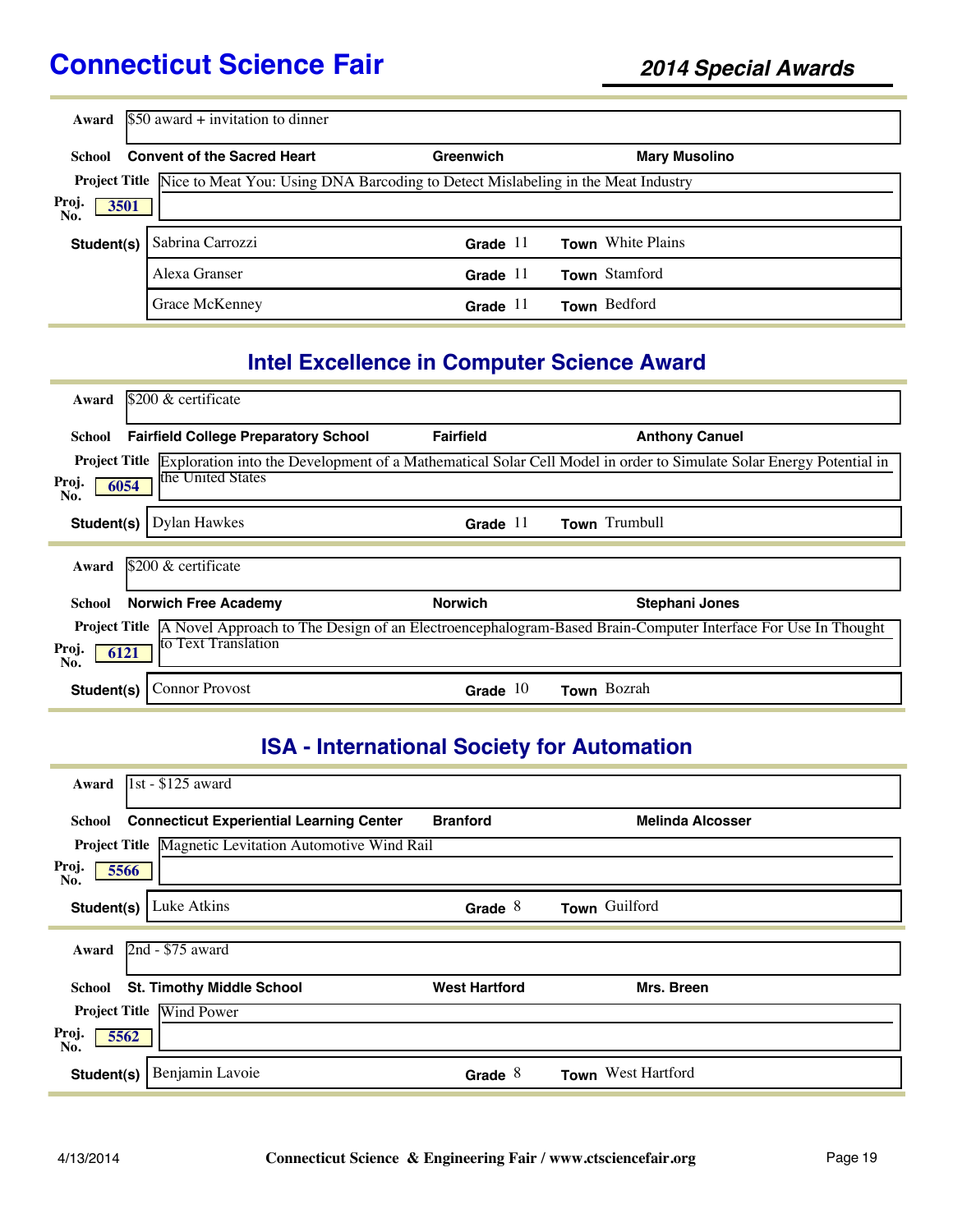# Connecticut Science Fair

## 2014 Special Awards

**Award:** $50 award + invitation to dinner

**School:** Convent of the Sacred Heart | Greenwich | Mary Musolino

**Project Title:** Nice to Meat You: Using DNA Barcoding to Detect Mislabeling in the Meat Industry

**Proj. No.:** 3501

| Student(s) | Grade | Town |
|---|---|---|
| Sabrina Carrozzi | 11 | White Plains |
| Alexa Granser | 11 | Stamford |
| Grace McKenney | 11 | Bedford |

## Intel Excellence in Computer Science Award

**Award:** $200 & certificate

**School:** Fairfield College Preparatory School | Fairfield | Anthony Canuel

**Project Title:** Exploration into the Development of a Mathematical Solar Cell Model in order to Simulate Solar Energy Potential in the United States

**Proj. No.:** 6054

| Student(s) | Grade | Town |
|---|---|---|
| Dylan Hawkes | 11 | Trumbull |

**Award:** $200 & certificate

**School:** Norwich Free Academy | Norwich | Stephani Jones

**Project Title:** A Novel Approach to The Design of an Electroencephalogram-Based Brain-Computer Interface For Use In Thought to Text Translation

**Proj. No.:** 6121

| Student(s) | Grade | Town |
|---|---|---|
| Connor Provost | 10 | Bozrah |

## ISA - International Society for Automation

**Award:** 1st - $125 award

**School:** Connecticut Experiential Learning Center | Branford | Melinda Alcosser

**Project Title:** Magnetic Levitation Automotive Wind Rail

**Proj. No.:** 5566

| Student(s) | Grade | Town |
|---|---|---|
| Luke Atkins | 8 | Guilford |

**Award:** 2nd - $75 award

**School:** St. Timothy Middle School | West Hartford | Mrs. Breen

**Project Title:** Wind Power

**Proj. No.:** 5562

| Student(s) | Grade | Town |
|---|---|---|
| Benjamin Lavoie | 8 | West Hartford |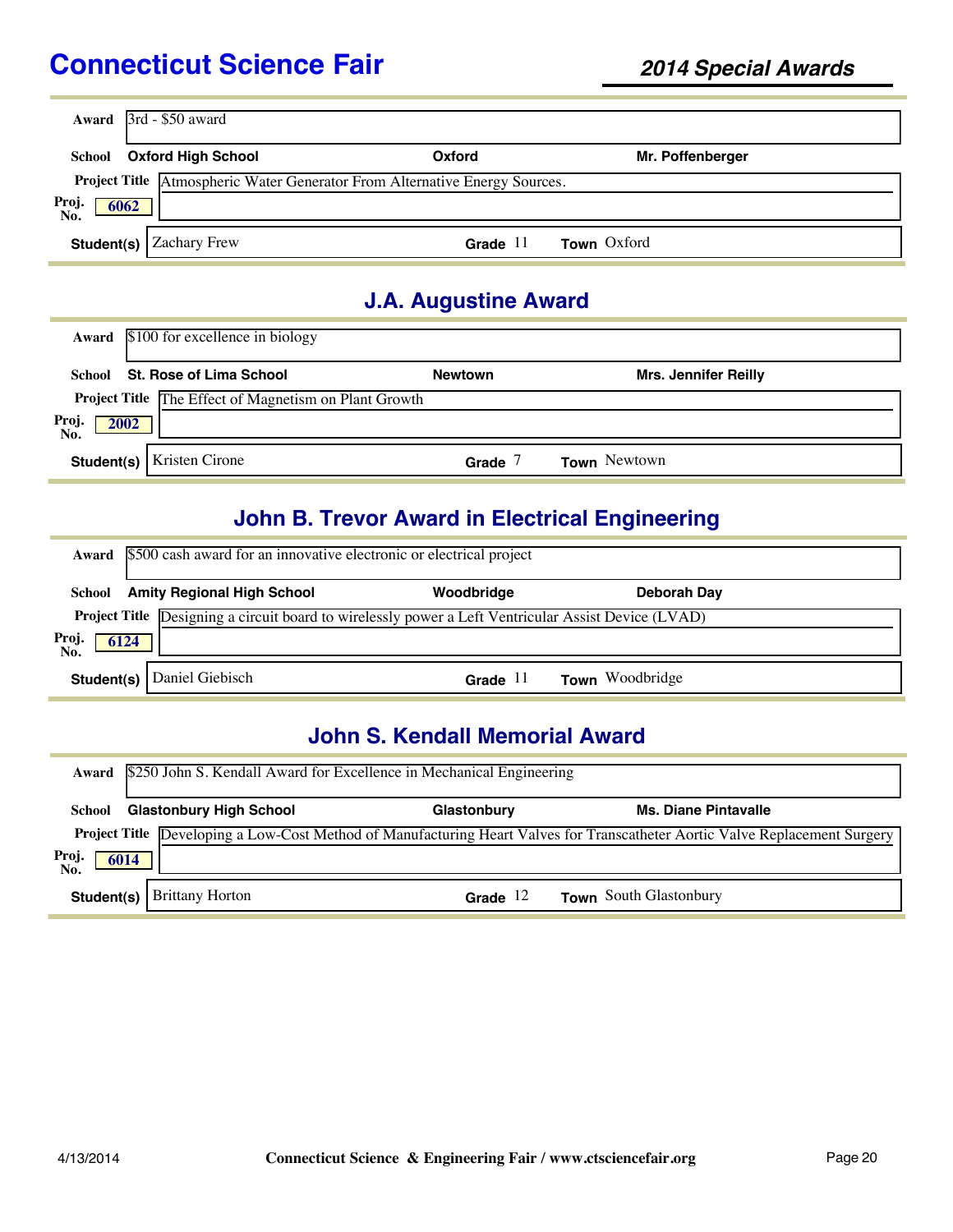**Award** 3rd - $50 award

**School** Oxford High School — Oxford — Mr. Poffenberger

**Project Title** Atmospheric Water Generator From Alternative Energy Sources.

**Proj. No.** 6062

**Student(s)** Zachary Frew — **Grade** 11 — **Town** Oxford

## J.A. Augustine Award

**Award** $100 for excellence in biology

**School** St. Rose of Lima School — Newtown — Mrs. Jennifer Reilly

**Project Title** The Effect of Magnetism on Plant Growth

**Proj. No.** 2002

**Student(s)** Kristen Cirone — **Grade** 7 — **Town** Newtown

## John B. Trevor Award in Electrical Engineering

**Award** $500 cash award for an innovative electronic or electrical project

**School** Amity Regional High School — Woodbridge — Deborah Day

**Project Title** Designing a circuit board to wirelessly power a Left Ventricular Assist Device (LVAD)

**Proj. No.** 6124

**Student(s)** Daniel Giebisch — **Grade** 11 — **Town** Woodbridge

## John S. Kendall Memorial Award

**Award** $250 John S. Kendall Award for Excellence in Mechanical Engineering

**School** Glastonbury High School — Glastonbury — Ms. Diane Pintavalle

**Project Title** Developing a Low-Cost Method of Manufacturing Heart Valves for Transcatheter Aortic Valve Replacement Surgery

**Proj. No.** 6014

**Student(s)** Brittany Horton — **Grade** 12 — **Town** South Glastonbury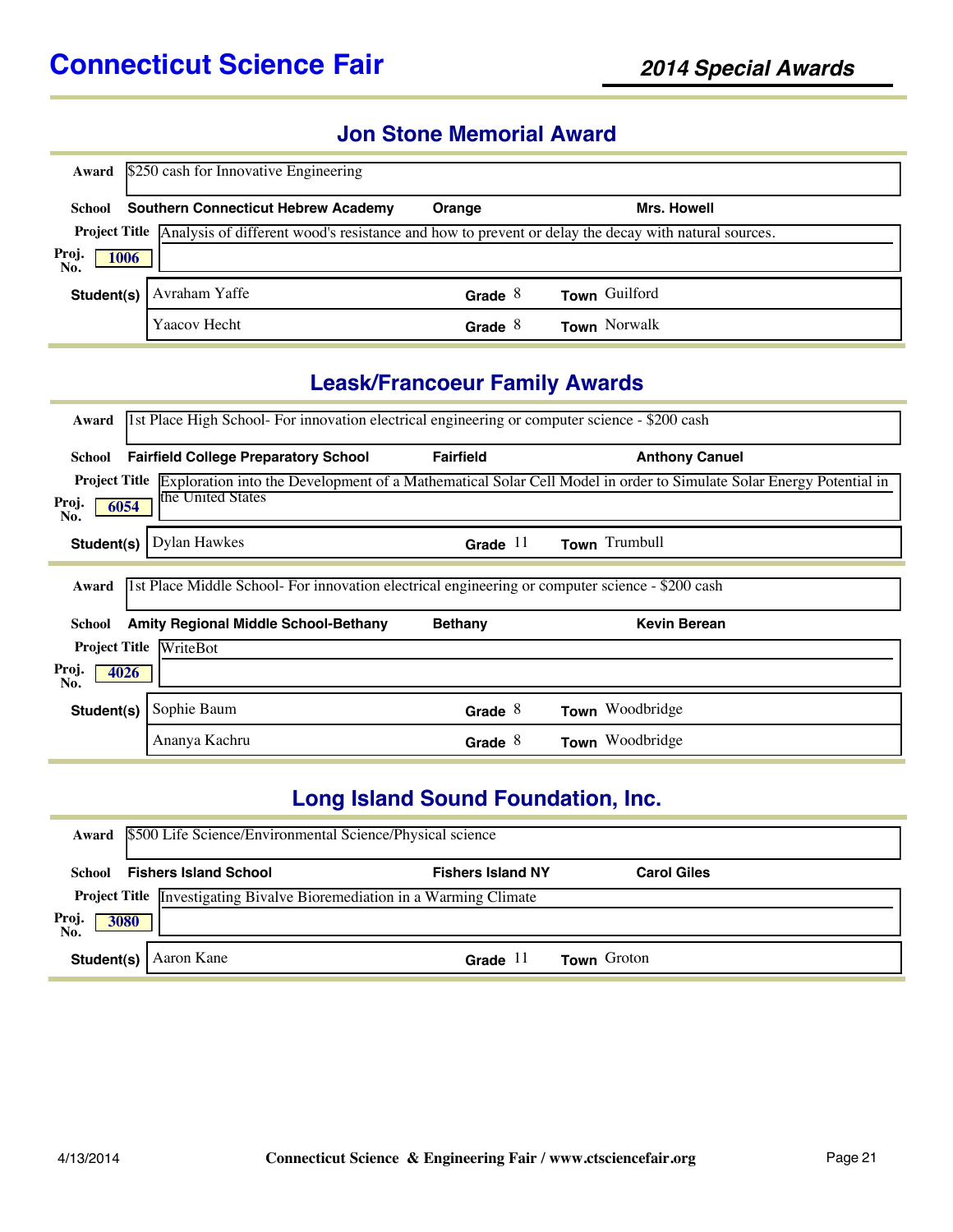# Connecticut Science Fair

## 2014 Special Awards

### Jon Stone Memorial Award

**Award** $250 cash for Innovative Engineering

**School** Southern Connecticut Hebrew Academy | Orange | Mrs. Howell

**Project Title** Analysis of different wood's resistance and how to prevent or delay the decay with natural sources.

**Proj. No.** 1006

| Student(s) | Grade | Town |
|---|---|---|
| Avraham Yaffe | 8 | Guilford |
| Yaacov Hecht | 8 | Norwalk |

### Leask/Francoeur Family Awards

**Award** 1st Place High School- For innovation electrical engineering or computer science - $200 cash

**School** Fairfield College Preparatory School | Fairfield | Anthony Canuel

**Project Title** Exploration into the Development of a Mathematical Solar Cell Model in order to Simulate Solar Energy Potential in the United States

**Proj. No.** 6054

| Student(s) | Grade | Town |
|---|---|---|
| Dylan Hawkes | 11 | Trumbull |

**Award** 1st Place Middle School- For innovation electrical engineering or computer science - $200 cash

**School** Amity Regional Middle School-Bethany | Bethany | Kevin Berean

**Project Title** WriteBot

**Proj. No.** 4026

| Student(s) | Grade | Town |
|---|---|---|
| Sophie Baum | 8 | Woodbridge |
| Ananya Kachru | 8 | Woodbridge |

### Long Island Sound Foundation, Inc.

**Award** $500 Life Science/Environmental Science/Physical science

**School** Fishers Island School | Fishers Island NY | Carol Giles

**Project Title** Investigating Bivalve Bioremediation in a Warming Climate

**Proj. No.** 3080

| Student(s) | Grade | Town |
|---|---|---|
| Aaron Kane | 11 | Groton |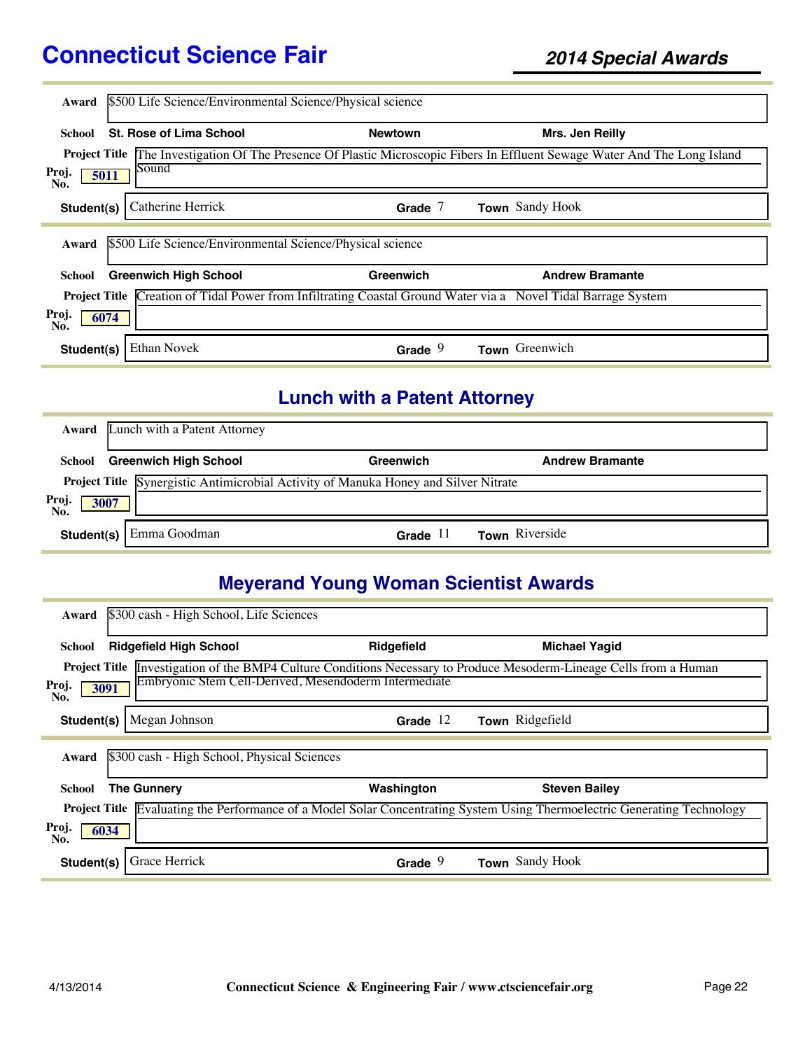# Connecticut Science Fair

## 2014 Special Awards

| | |
|---|---|
| **Award** | $500 Life Science/Environmental Science/Physical science |
| **School** | St. Rose of Lima School — Newtown — Mrs. Jen Reilly |
| **Project Title** | The Investigation Of The Presence Of Plastic Microscopic Fibers In Effluent Sewage Water And The Long Island Sound |
| **Proj. No.** | 5011 |
| **Student(s)** | Catherine Herrick — Grade 7 — Town Sandy Hook |

| | |
|---|---|
| **Award** | $500 Life Science/Environmental Science/Physical science |
| **School** | Greenwich High School — Greenwich — Andrew Bramante |
| **Project Title** | Creation of Tidal Power from Infiltrating Coastal Ground Water via a Novel Tidal Barrage System |
| **Proj. No.** | 6074 |
| **Student(s)** | Ethan Novek — Grade 9 — Town Greenwich |

## Lunch with a Patent Attorney

| | |
|---|---|
| **Award** | Lunch with a Patent Attorney |
| **School** | Greenwich High School — Greenwich — Andrew Bramante |
| **Project Title** | Synergistic Antimicrobial Activity of Manuka Honey and Silver Nitrate |
| **Proj. No.** | 3007 |
| **Student(s)** | Emma Goodman — Grade 11 — Town Riverside |

## Meyerand Young Woman Scientist Awards

| | |
|---|---|
| **Award** | $300 cash - High School, Life Sciences |
| **School** | Ridgefield High School — Ridgefield — Michael Yagid |
| **Project Title** | Investigation of the BMP4 Culture Conditions Necessary to Produce Mesoderm-Lineage Cells from a Human Embryonic Stem Cell-Derived, Mesendoderm Intermediate |
| **Proj. No.** | 3091 |
| **Student(s)** | Megan Johnson — Grade 12 — Town Ridgefield |

| | |
|---|---|
| **Award** | $300 cash - High School, Physical Sciences |
| **School** | The Gunnery — Washington — Steven Bailey |
| **Project Title** | Evaluating the Performance of a Model Solar Concentrating System Using Thermoelectric Generating Technology |
| **Proj. No.** | 6034 |
| **Student(s)** | Grace Herrick — Grade 9 — Town Sandy Hook |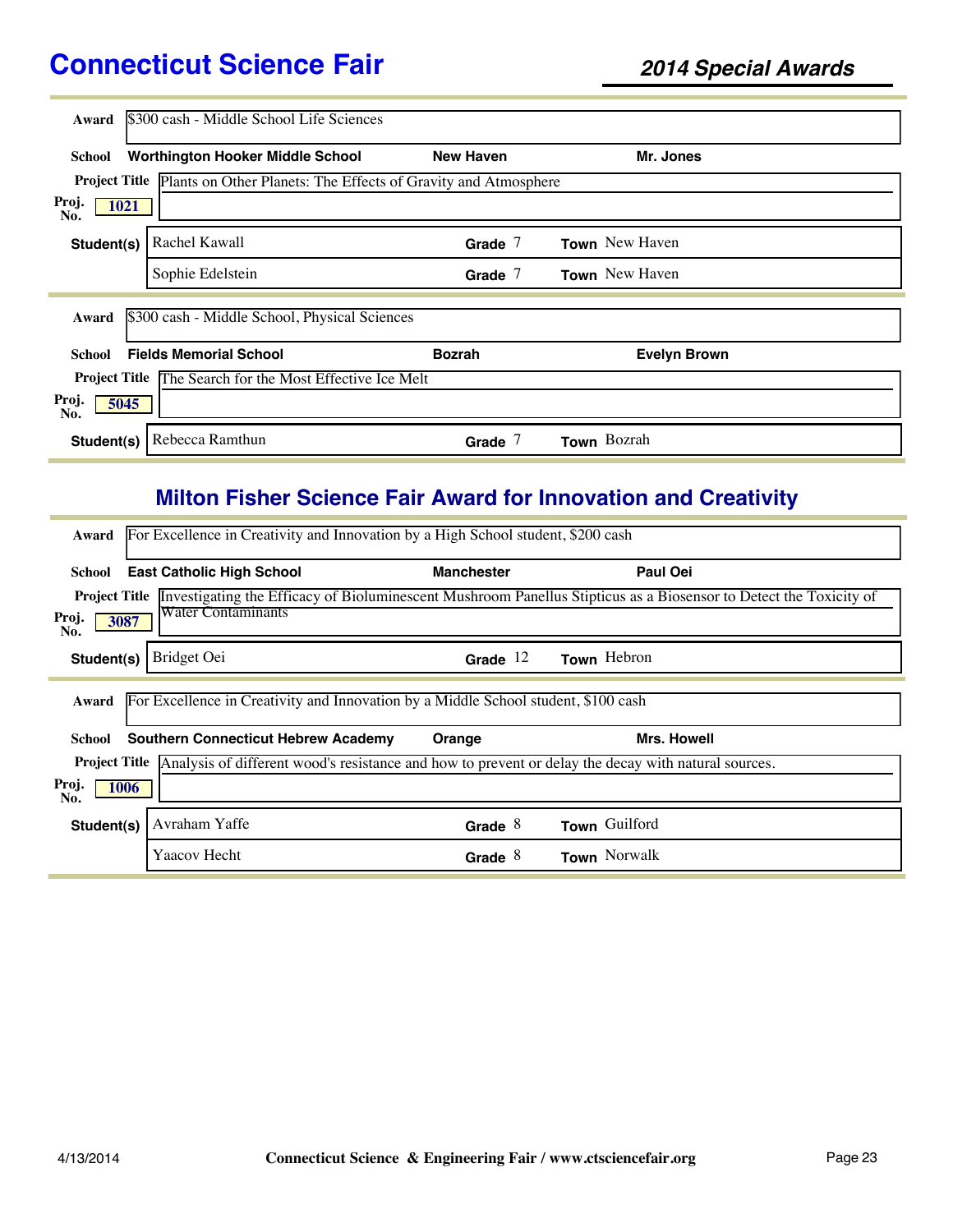# Connecticut Science Fair

## 2014 Special Awards

**Award** $300 cash - Middle School Life Sciences

**School** Worthington Hooker Middle School | New Haven | Mr. Jones

**Project Title** Plants on Other Planets: The Effects of Gravity and Atmosphere

**Proj. No.** 1021

| Student(s) | Grade | Town |
|---|---|---|
| Rachel Kawall | 7 | New Haven |
| Sophie Edelstein | 7 | New Haven |

---

**Award** $300 cash - Middle School, Physical Sciences

**School** Fields Memorial School | Bozrah | Evelyn Brown

**Project Title** The Search for the Most Effective Ice Melt

**Proj. No.** 5045

| Student(s) | Grade | Town |
|---|---|---|
| Rebecca Ramthun | 7 | Bozrah |

## Milton Fisher Science Fair Award for Innovation and Creativity

**Award** For Excellence in Creativity and Innovation by a High School student, $200 cash

**School** East Catholic High School | Manchester | Paul Oei

**Project Title** Investigating the Efficacy of Bioluminescent Mushroom Panellus Stipticus as a Biosensor to Detect the Toxicity of Water Contaminants

**Proj. No.** 3087

| Student(s) | Grade | Town |
|---|---|---|
| Bridget Oei | 12 | Hebron |

---

**Award** For Excellence in Creativity and Innovation by a Middle School student, $100 cash

**School** Southern Connecticut Hebrew Academy | Orange | Mrs. Howell

**Project Title** Analysis of different wood's resistance and how to prevent or delay the decay with natural sources.

**Proj. No.** 1006

| Student(s) | Grade | Town |
|---|---|---|
| Avraham Yaffe | 8 | Guilford |
| Yaacov Hecht | 8 | Norwalk |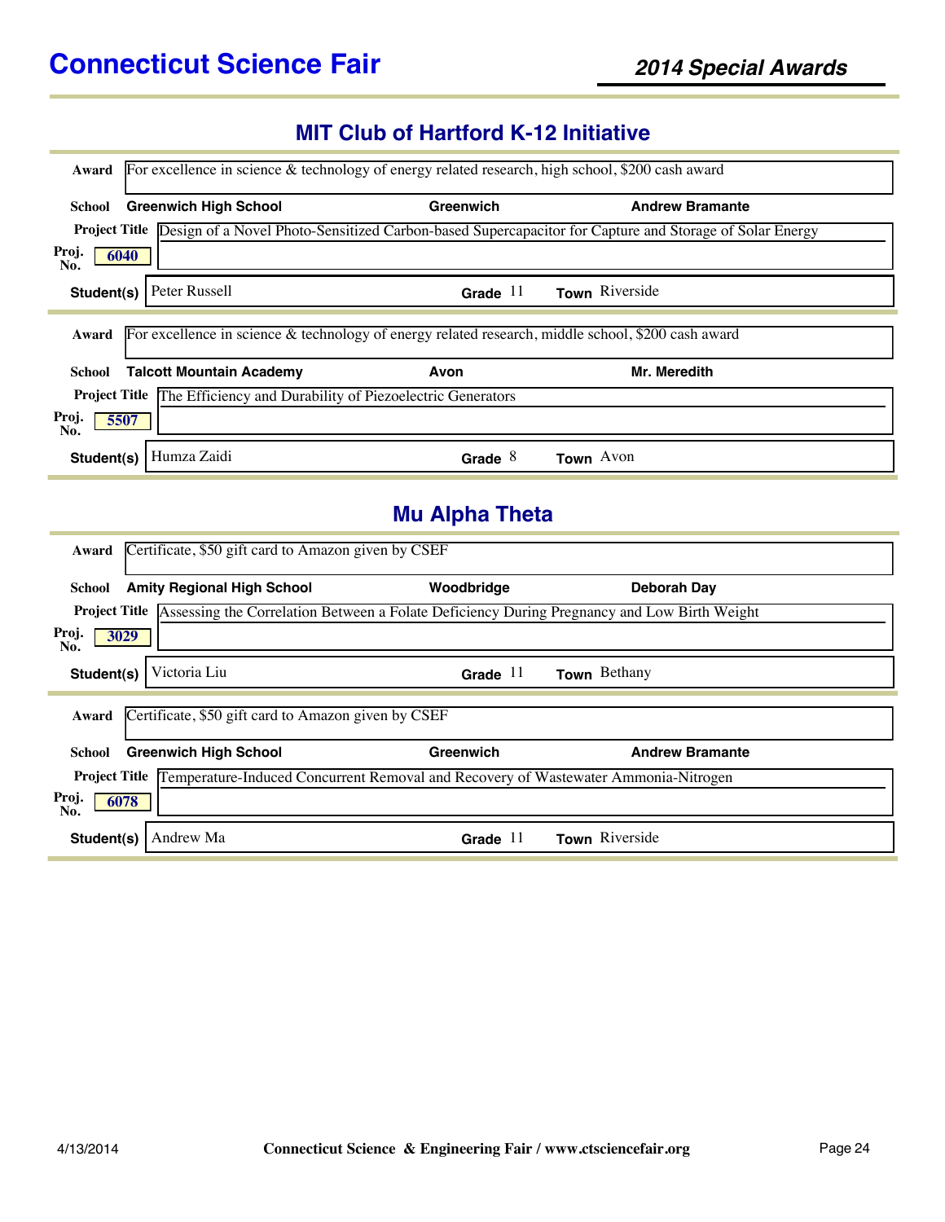# Connecticut Science Fair

## 2014 Special Awards

## MIT Club of Hartford K-12 Initiative

**Award** For excellence in science & technology of energy related research, high school, $200 cash award

**School** **Greenwich High School** | **Greenwich** | **Andrew Bramante**

**Project Title** Design of a Novel Photo-Sensitized Carbon-based Supercapacitor for Capture and Storage of Solar Energy

**Proj. No.** 6040

**Student(s)** Peter Russell | **Grade** 11 | **Town** Riverside

---

**Award** For excellence in science & technology of energy related research, middle school, $200 cash award

**School** **Talcott Mountain Academy** | **Avon** | **Mr. Meredith**

**Project Title** The Efficiency and Durability of Piezoelectric Generators

**Proj. No.** 5507

**Student(s)** Humza Zaidi | **Grade** 8 | **Town** Avon

## Mu Alpha Theta

**Award** Certificate, $50 gift card to Amazon given by CSEF

**School** **Amity Regional High School** | **Woodbridge** | **Deborah Day**

**Project Title** Assessing the Correlation Between a Folate Deficiency During Pregnancy and Low Birth Weight

**Proj. No.** 3029

**Student(s)** Victoria Liu | **Grade** 11 | **Town** Bethany

---

**Award** Certificate, $50 gift card to Amazon given by CSEF

**School** **Greenwich High School** | **Greenwich** | **Andrew Bramante**

**Project Title** Temperature-Induced Concurrent Removal and Recovery of Wastewater Ammonia-Nitrogen

**Proj. No.** 6078

**Student(s)** Andrew Ma | **Grade** 11 | **Town** Riverside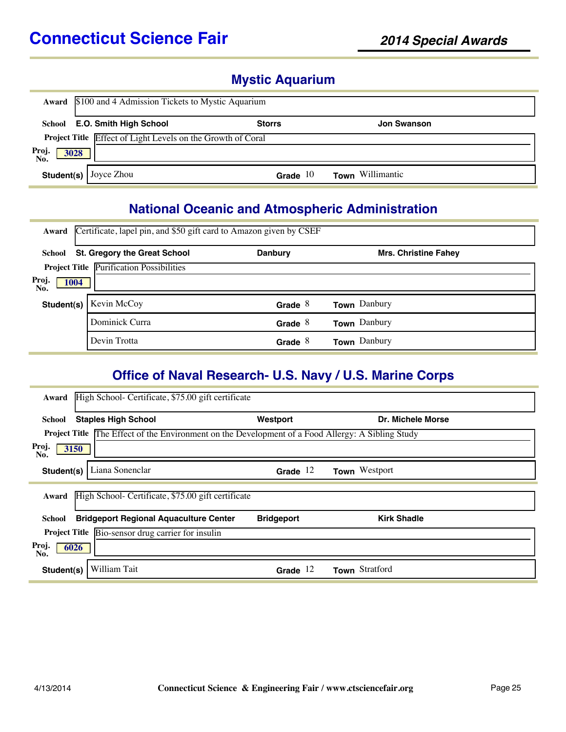# Connecticut Science Fair

## 2014 Special Awards

## Mystic Aquarium

**Award** $100 and 4 Admission Tickets to Mystic Aquarium

**School** E.O. Smith High School | Storrs | Jon Swanson

**Project Title** Effect of Light Levels on the Growth of Coral

**Proj. No.** 3028

| Student(s) | Grade | Town |
|---|---|---|
| Joyce Zhou | 10 | Willimantic |

## National Oceanic and Atmospheric Administration

**Award** Certificate, lapel pin, and $50 gift card to Amazon given by CSEF

**School** St. Gregory the Great School | Danbury | Mrs. Christine Fahey

**Project Title** Purification Possibilities

**Proj. No.** 1004

| Student(s) | Grade | Town |
|---|---|---|
| Kevin McCoy | 8 | Danbury |
| Dominick Curra | 8 | Danbury |
| Devin Trotta | 8 | Danbury |

## Office of Naval Research- U.S. Navy / U.S. Marine Corps

**Award** High School- Certificate, $75.00 gift certificate

**School** Staples High School | Westport | Dr. Michele Morse

**Project Title** The Effect of the Environment on the Development of a Food Allergy: A Sibling Study

**Proj. No.** 3150

| Student(s) | Grade | Town |
|---|---|---|
| Liana Sonenclar | 12 | Westport |

**Award** High School- Certificate, $75.00 gift certificate

**School** Bridgeport Regional Aquaculture Center | Bridgeport | Kirk Shadle

**Project Title** Bio-sensor drug carrier for insulin

**Proj. No.** 6026

| Student(s) | Grade | Town |
|---|---|---|
| William Tait | 12 | Stratford |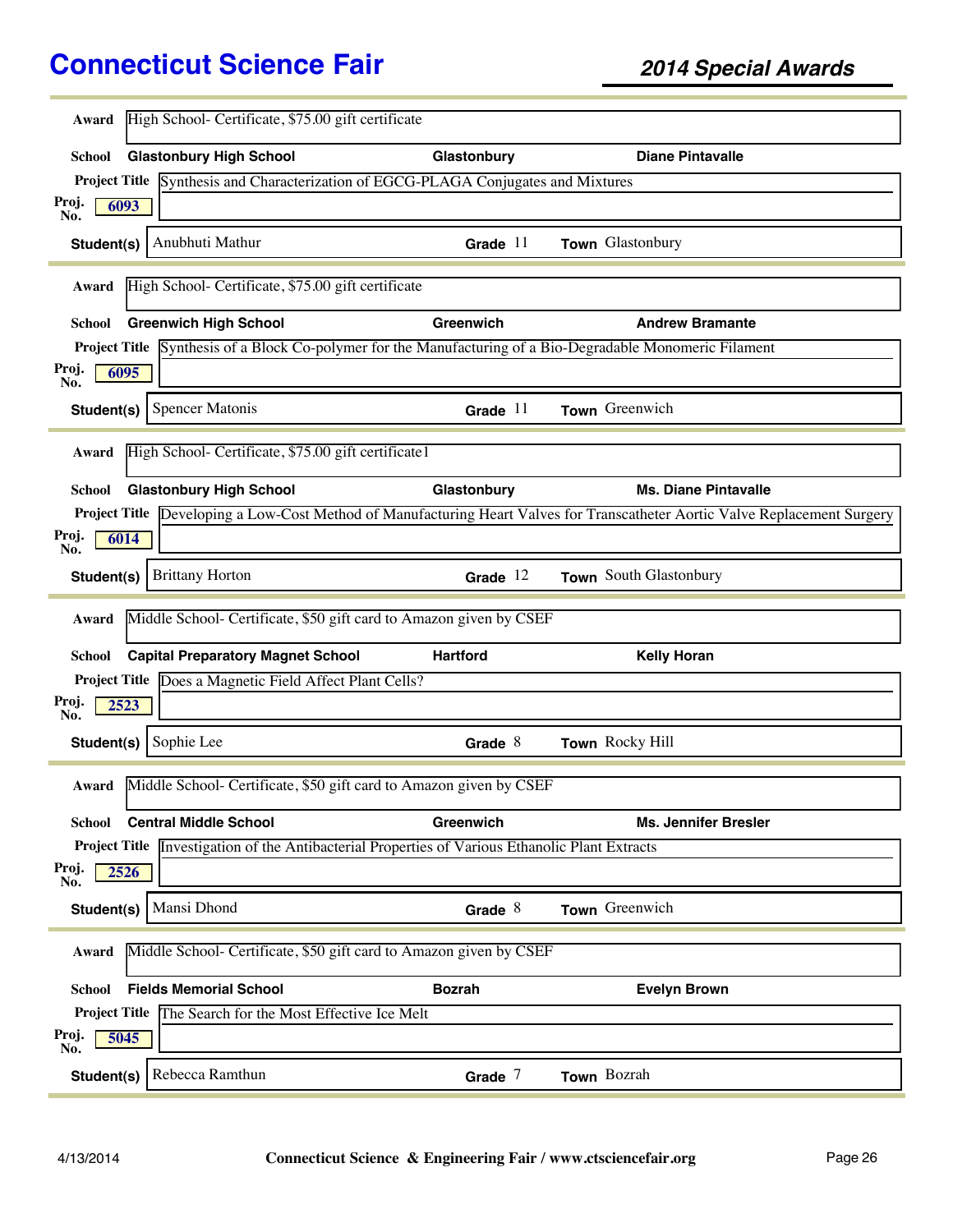# Connecticut Science Fair

## 2014 Special Awards

**Award** High School- Certificate, $75.00 gift certificate

**School** Glastonbury High School | Glastonbury | Diane Pintavalle

**Project Title** Synthesis and Characterization of EGCG-PLAGA Conjugates and Mixtures

**Proj. No.** 6093

**Student(s)** Anubhuti Mathur | **Grade** 11 | **Town** Glastonbury

---

**Award** High School- Certificate, $75.00 gift certificate

**School** Greenwich High School | Greenwich | Andrew Bramante

**Project Title** Synthesis of a Block Co-polymer for the Manufacturing of a Bio-Degradable Monomeric Filament

**Proj. No.** 6095

**Student(s)** Spencer Matonis | **Grade** 11 | **Town** Greenwich

---

**Award** High School- Certificate, $75.00 gift certificate1

**School** Glastonbury High School | Glastonbury | Ms. Diane Pintavalle

**Project Title** Developing a Low-Cost Method of Manufacturing Heart Valves for Transcatheter Aortic Valve Replacement Surgery

**Proj. No.** 6014

**Student(s)** Brittany Horton | **Grade** 12 | **Town** South Glastonbury

---

**Award** Middle School- Certificate, $50 gift card to Amazon given by CSEF

**School** Capital Preparatory Magnet School | Hartford | Kelly Horan

**Project Title** Does a Magnetic Field Affect Plant Cells?

**Proj. No.** 2523

**Student(s)** Sophie Lee | **Grade** 8 | **Town** Rocky Hill

---

**Award** Middle School- Certificate, $50 gift card to Amazon given by CSEF

**School** Central Middle School | Greenwich | Ms. Jennifer Bresler

**Project Title** Investigation of the Antibacterial Properties of Various Ethanolic Plant Extracts

**Proj. No.** 2526

**Student(s)** Mansi Dhond | **Grade** 8 | **Town** Greenwich

---

**Award** Middle School- Certificate, $50 gift card to Amazon given by CSEF

**School** Fields Memorial School | Bozrah | Evelyn Brown

**Project Title** The Search for the Most Effective Ice Melt

**Proj. No.** 5045

**Student(s)** Rebecca Ramthun | **Grade** 7 | **Town** Bozrah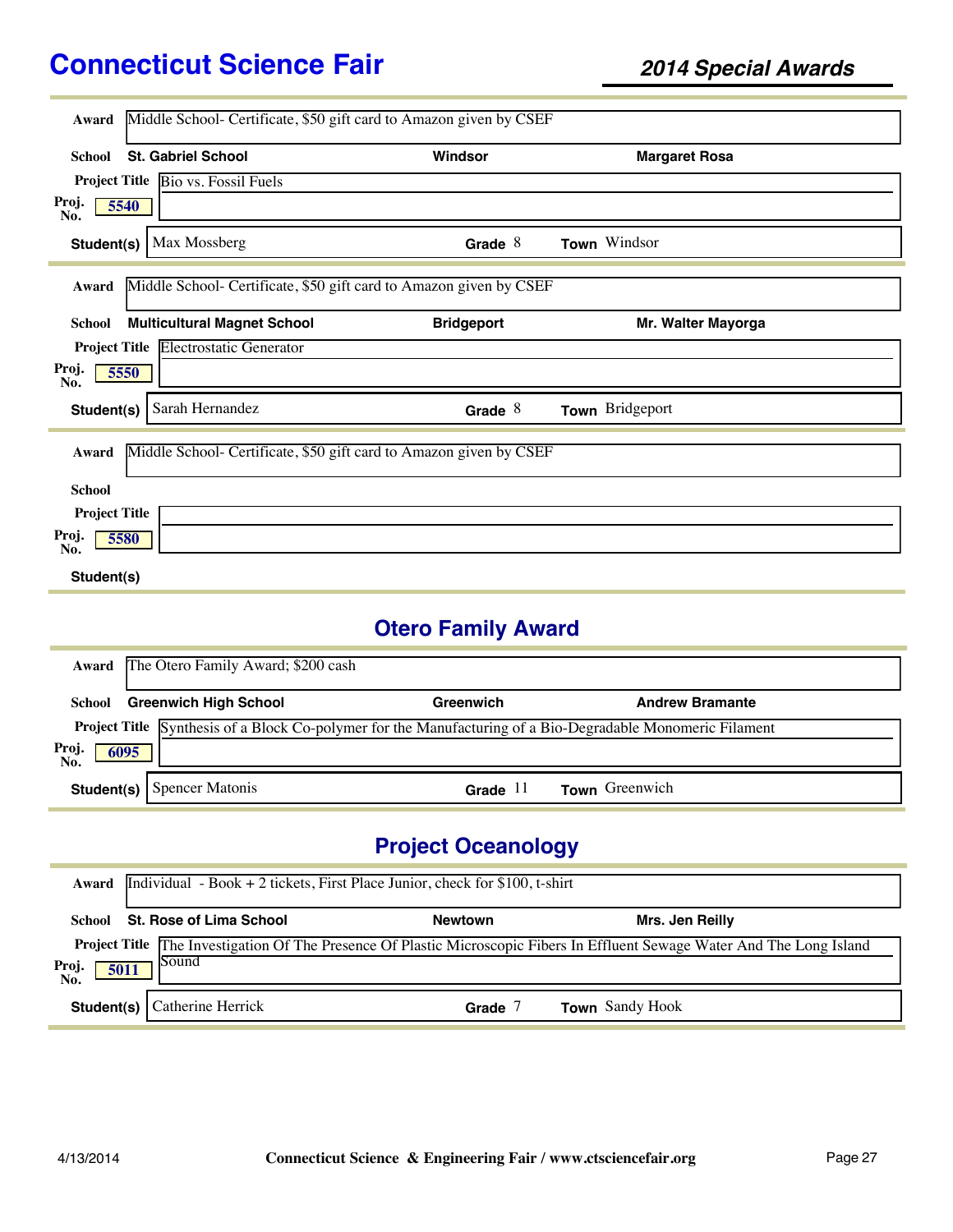**Award** Middle School- Certificate, $50 gift card to Amazon given by CSEF

**School** St. Gabriel School | Windsor | Margaret Rosa

**Project Title** Bio vs. Fossil Fuels

**Proj. No.** 5540

**Student(s)** Max Mossberg | **Grade** 8 | **Town** Windsor

---

**Award** Middle School- Certificate, $50 gift card to Amazon given by CSEF

**School** Multicultural Magnet School | Bridgeport | Mr. Walter Mayorga

**Project Title** Electrostatic Generator

**Proj. No.** 5550

**Student(s)** Sarah Hernandez | **Grade** 8 | **Town** Bridgeport

---

**Award** Middle School- Certificate, $50 gift card to Amazon given by CSEF

**School**

**Project Title**

**Proj. No.** 5580

**Student(s)**

---

## Otero Family Award

**Award** The Otero Family Award; $200 cash

**School** Greenwich High School | Greenwich | Andrew Bramante

**Project Title** Synthesis of a Block Co-polymer for the Manufacturing of a Bio-Degradable Monomeric Filament

**Proj. No.** 6095

**Student(s)** Spencer Matonis | **Grade** 11 | **Town** Greenwich

---

## Project Oceanology

**Award** Individual - Book + 2 tickets, First Place Junior, check for $100, t-shirt

**School** St. Rose of Lima School | Newtown | Mrs. Jen Reilly

**Project Title** The Investigation Of The Presence Of Plastic Microscopic Fibers In Effluent Sewage Water And The Long Island Sound

**Proj. No.** 5011

**Student(s)** Catherine Herrick | **Grade** 7 | **Town** Sandy Hook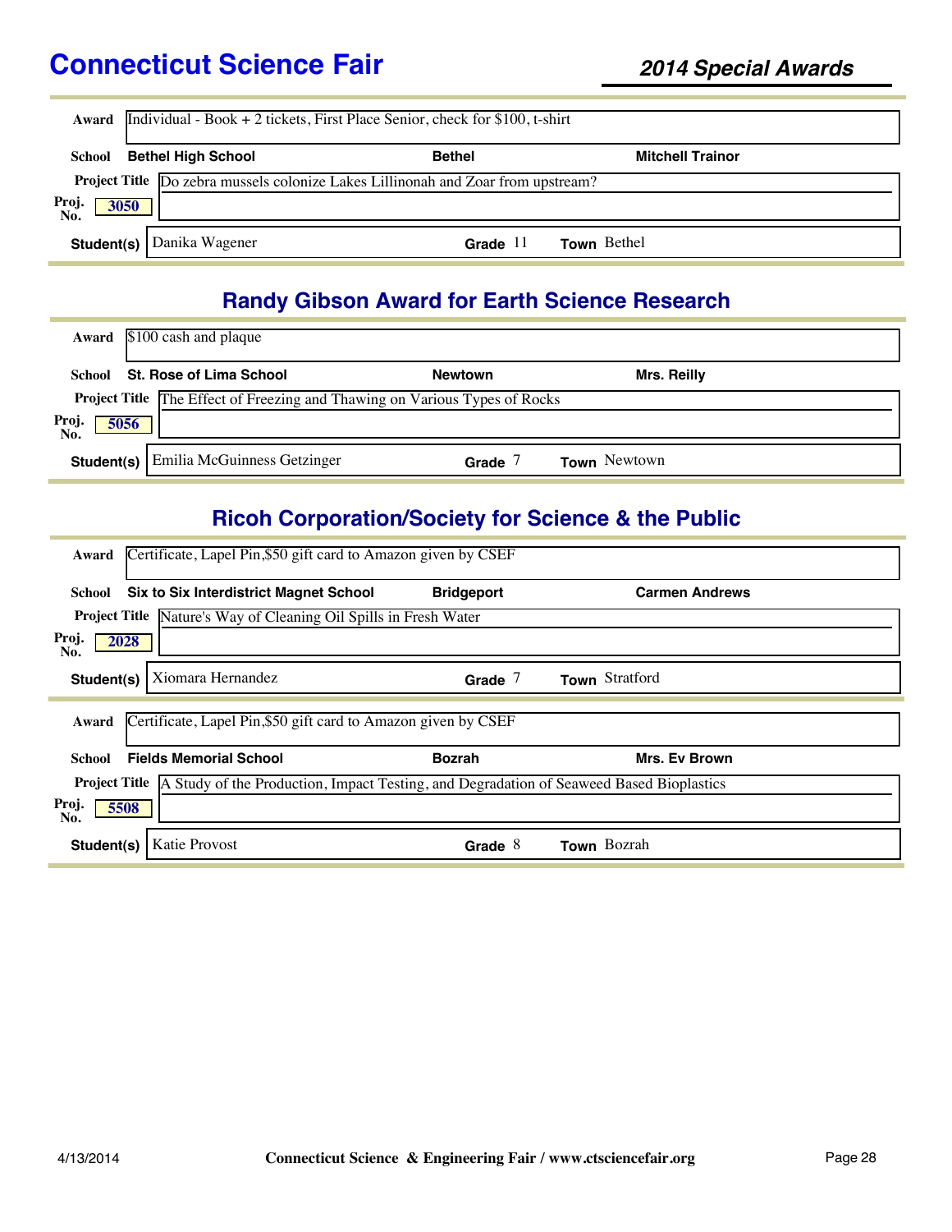# Connecticut Science Fair

***2014 Special Awards***

**Award** Individual - Book + 2 tickets, First Place Senior, check for $100, t-shirt

**School** **Bethel High School** | **Bethel** | **Mitchell Trainor**

**Project Title** Do zebra mussels colonize Lakes Lillinonah and Zoar from upstream?

**Proj. No.** 3050

**Student(s)** Danika Wagener | **Grade** 11 | **Town** Bethel

## Randy Gibson Award for Earth Science Research

**Award** $100 cash and plaque

**School** **St. Rose of Lima School** | **Newtown** | **Mrs. Reilly**

**Project Title** The Effect of Freezing and Thawing on Various Types of Rocks

**Proj. No.** 5056

**Student(s)** Emilia McGuinness Getzinger | **Grade** 7 | **Town** Newtown

## Ricoh Corporation/Society for Science & the Public

**Award** Certificate, Lapel Pin,$50 gift card to Amazon given by CSEF

**School** **Six to Six Interdistrict Magnet School** | **Bridgeport** | **Carmen Andrews**

**Project Title** Nature's Way of Cleaning Oil Spills in Fresh Water

**Proj. No.** 2028

**Student(s)** Xiomara Hernandez | **Grade** 7 | **Town** Stratford

---

**Award** Certificate, Lapel Pin,$50 gift card to Amazon given by CSEF

**School** **Fields Memorial School** | **Bozrah** | **Mrs. Ev Brown**

**Project Title** A Study of the Production, Impact Testing, and Degradation of Seaweed Based Bioplastics

**Proj. No.** 5508

**Student(s)** Katie Provost | **Grade** 8 | **Town** Bozrah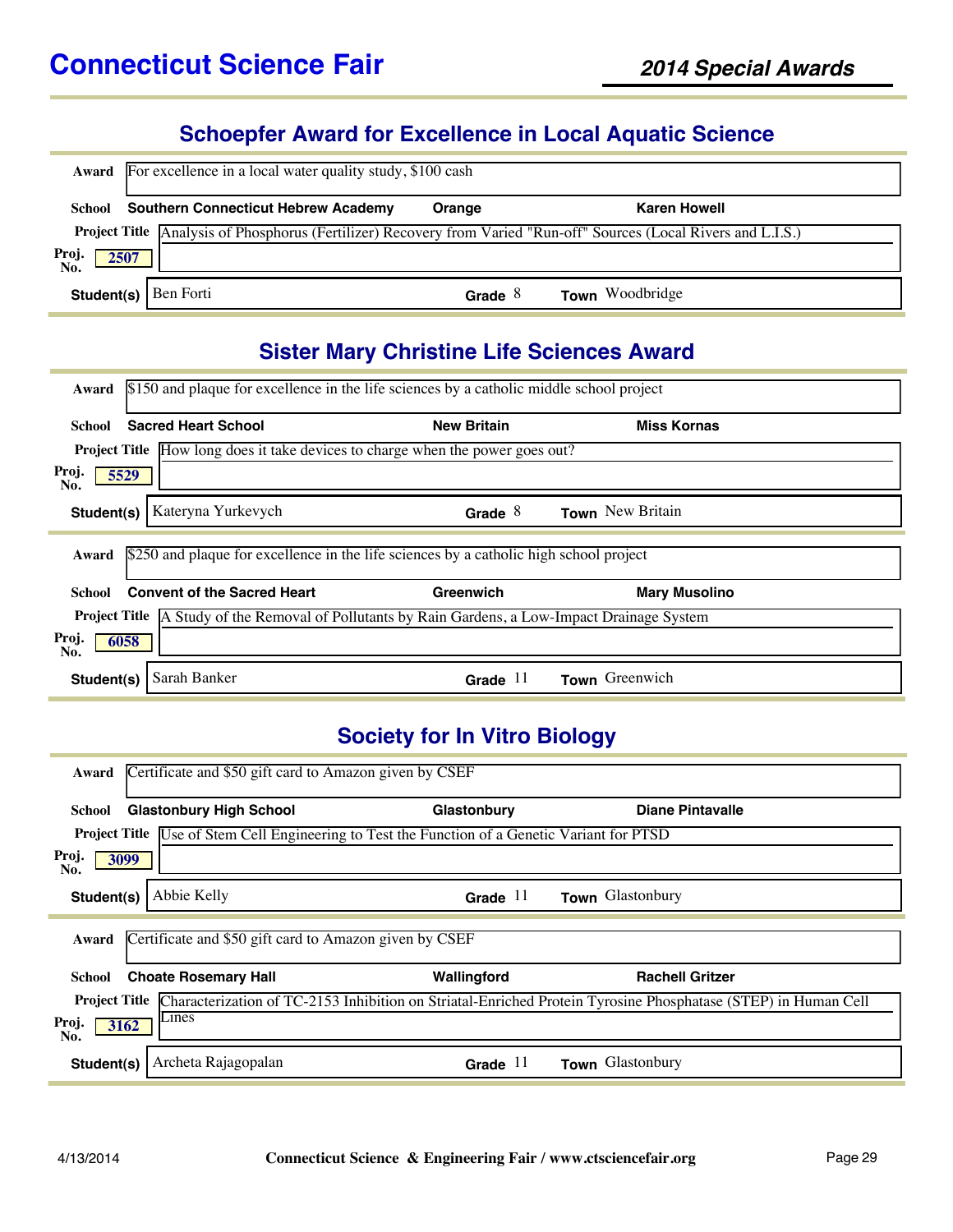# Schoepfer Award for Excellence in Local Aquatic Science

**Award** For excellence in a local water quality study, $100 cash

**School** Southern Connecticut Hebrew Academy | Orange | Karen Howell

**Project Title** Analysis of Phosphorus (Fertilizer) Recovery from Varied "Run-off" Sources (Local Rivers and L.I.S.)

**Proj. No.** 2507

**Student(s)** Ben Forti | **Grade** 8 | **Town** Woodbridge

# Sister Mary Christine Life Sciences Award

**Award** $150 and plaque for excellence in the life sciences by a catholic middle school project

**School** Sacred Heart School | New Britain | Miss Kornas

**Project Title** How long does it take devices to charge when the power goes out?

**Proj. No.** 5529

**Student(s)** Kateryna Yurkevych | **Grade** 8 | **Town** New Britain

---

**Award** $250 and plaque for excellence in the life sciences by a catholic high school project

**School** Convent of the Sacred Heart | Greenwich | Mary Musolino

**Project Title** A Study of the Removal of Pollutants by Rain Gardens, a Low-Impact Drainage System

**Proj. No.** 6058

**Student(s)** Sarah Banker | **Grade** 11 | **Town** Greenwich

# Society for In Vitro Biology

**Award** Certificate and $50 gift card to Amazon given by CSEF

**School** Glastonbury High School | Glastonbury | Diane Pintavalle

**Project Title** Use of Stem Cell Engineering to Test the Function of a Genetic Variant for PTSD

**Proj. No.** 3099

**Student(s)** Abbie Kelly | **Grade** 11 | **Town** Glastonbury

---

**Award** Certificate and $50 gift card to Amazon given by CSEF

**School** Choate Rosemary Hall | Wallingford | Rachell Gritzer

**Project Title** Characterization of TC-2153 Inhibition on Striatal-Enriched Protein Tyrosine Phosphatase (STEP) in Human Cell Lines

**Proj. No.** 3162

**Student(s)** Archeta Rajagopalan | **Grade** 11 | **Town** Glastonbury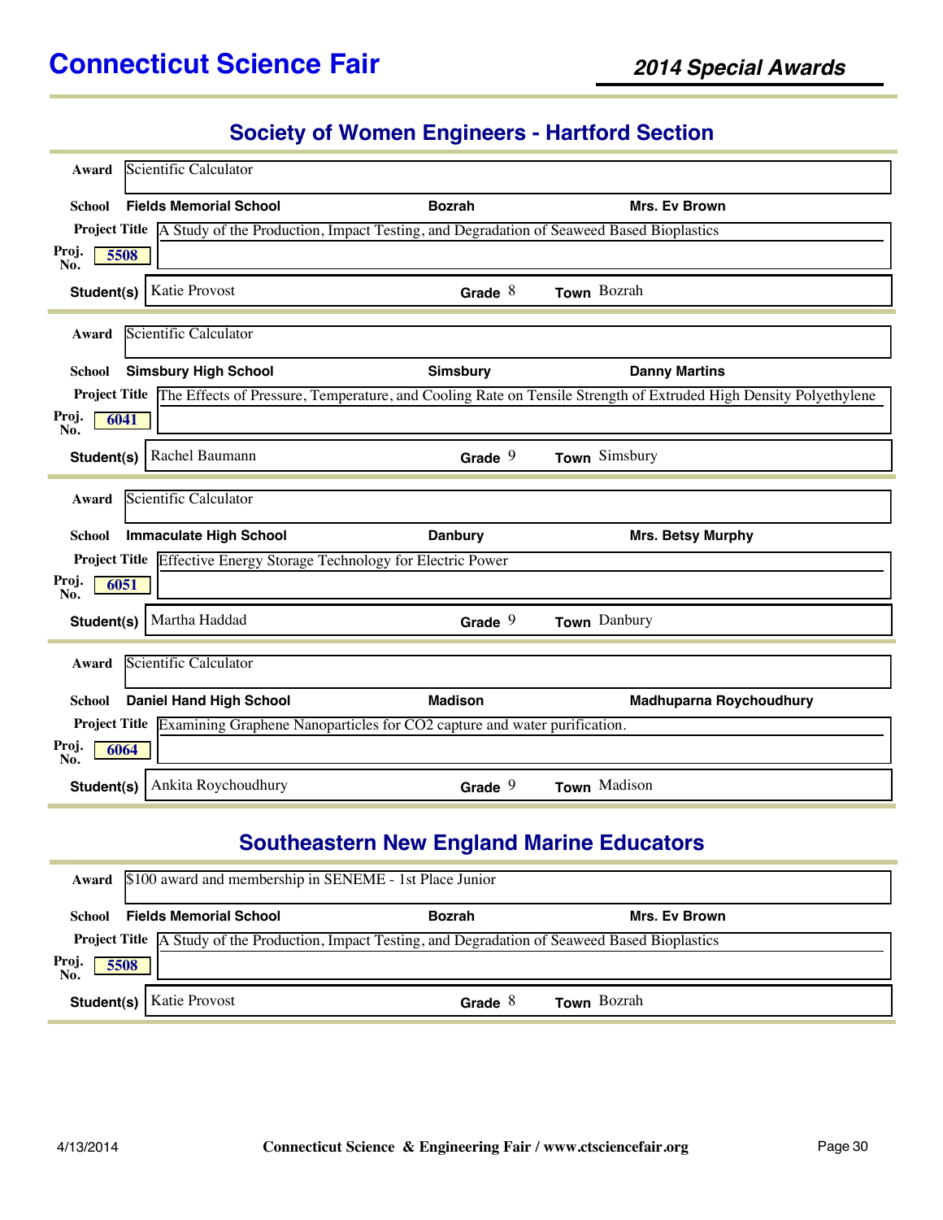# Connecticut Science Fair

## 2014 Special Awards

## Society of Women Engineers - Hartford Section

**Award** Scientific Calculator

**School** **Fields Memorial School** | **Bozrah** | **Mrs. Ev Brown**

**Project Title** A Study of the Production, Impact Testing, and Degradation of Seaweed Based Bioplastics

**Proj. No.** 5508

**Student(s)** Katie Provost | **Grade** 8 | **Town** Bozrah

---

**Award** Scientific Calculator

**School** **Simsbury High School** | **Simsbury** | **Danny Martins**

**Project Title** The Effects of Pressure, Temperature, and Cooling Rate on Tensile Strength of Extruded High Density Polyethylene

**Proj. No.** 6041

**Student(s)** Rachel Baumann | **Grade** 9 | **Town** Simsbury

---

**Award** Scientific Calculator

**School** **Immaculate High School** | **Danbury** | **Mrs. Betsy Murphy**

**Project Title** Effective Energy Storage Technology for Electric Power

**Proj. No.** 6051

**Student(s)** Martha Haddad | **Grade** 9 | **Town** Danbury

---

**Award** Scientific Calculator

**School** **Daniel Hand High School** | **Madison** | **Madhuparna Roychoudhury**

**Project Title** Examining Graphene Nanoparticles for CO2 capture and water purification.

**Proj. No.** 6064

**Student(s)** Ankita Roychoudhury | **Grade** 9 | **Town** Madison

## Southeastern New England Marine Educators

**Award** $100 award and membership in SENEME - 1st Place Junior

**School** **Fields Memorial School** | **Bozrah** | **Mrs. Ev Brown**

**Project Title** A Study of the Production, Impact Testing, and Degradation of Seaweed Based Bioplastics

**Proj. No.** 5508

**Student(s)** Katie Provost | **Grade** 8 | **Town** Bozrah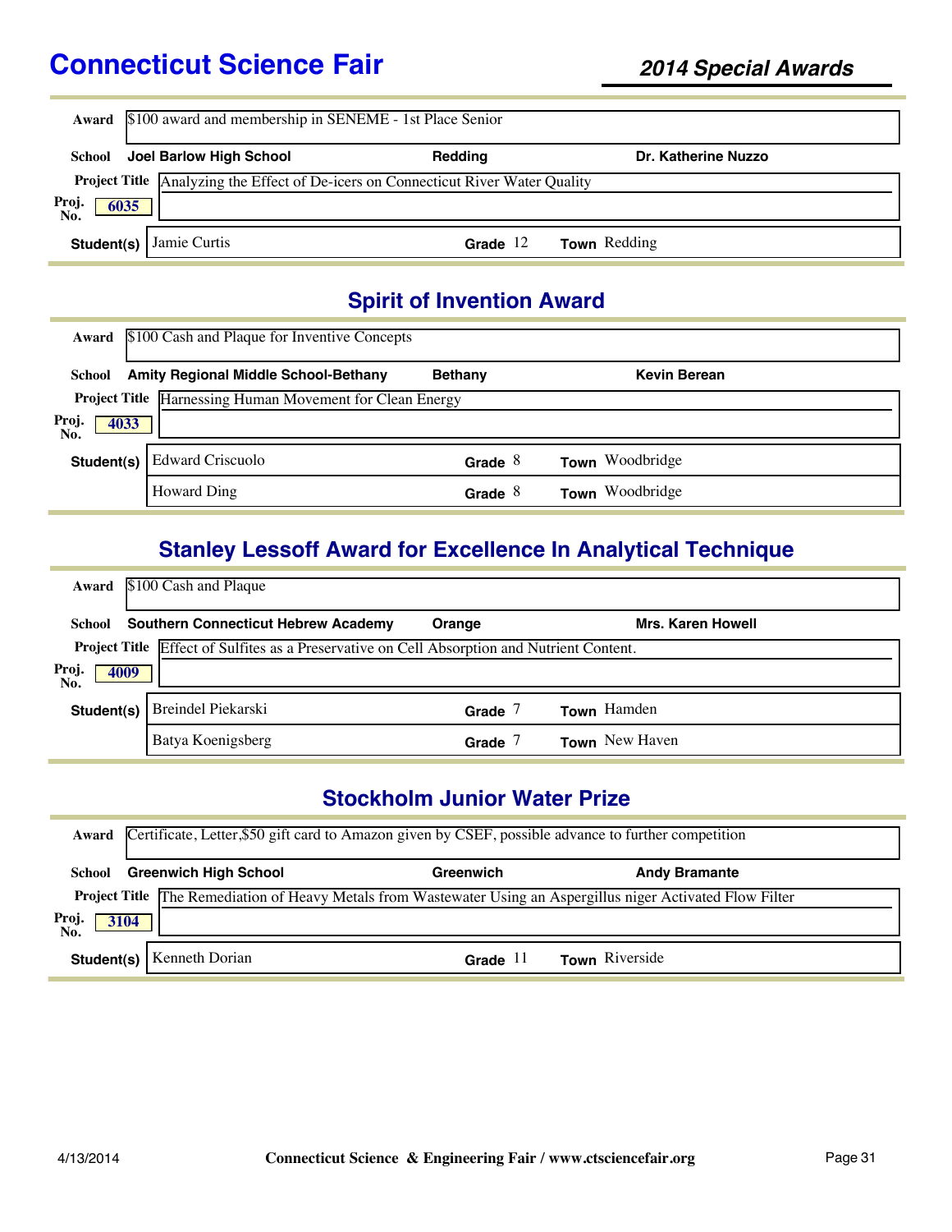# Connecticut Science Fair

## 2014 Special Awards

**Award** $100 award and membership in SENEME - 1st Place Senior

**School** Joel Barlow High School | Redding | Dr. Katherine Nuzzo

**Project Title** Analyzing the Effect of De-icers on Connecticut River Water Quality

**Proj. No.** 6035

| Student(s) | Grade | Town |
|---|---|---|
| Jamie Curtis | 12 | Redding |

## Spirit of Invention Award

**Award** $100 Cash and Plaque for Inventive Concepts

**School** Amity Regional Middle School-Bethany | Bethany | Kevin Berean

**Project Title** Harnessing Human Movement for Clean Energy

**Proj. No.** 4033

| Student(s) | Grade | Town |
|---|---|---|
| Edward Criscuolo | 8 | Woodbridge |
| Howard Ding | 8 | Woodbridge |

## Stanley Lessoff Award for Excellence In Analytical Technique

**Award** $100 Cash and Plaque

**School** Southern Connecticut Hebrew Academy | Orange | Mrs. Karen Howell

**Project Title** Effect of Sulfites as a Preservative on Cell Absorption and Nutrient Content.

**Proj. No.** 4009

| Student(s) | Grade | Town |
|---|---|---|
| Breindel Piekarski | 7 | Hamden |
| Batya Koenigsberg | 7 | New Haven |

## Stockholm Junior Water Prize

**Award** Certificate, Letter,$50 gift card to Amazon given by CSEF, possible advance to further competition

**School** Greenwich High School | Greenwich | Andy Bramante

**Project Title** The Remediation of Heavy Metals from Wastewater Using an Aspergillus niger Activated Flow Filter

**Proj. No.** 3104

| Student(s) | Grade | Town |
|---|---|---|
| Kenneth Dorian | 11 | Riverside |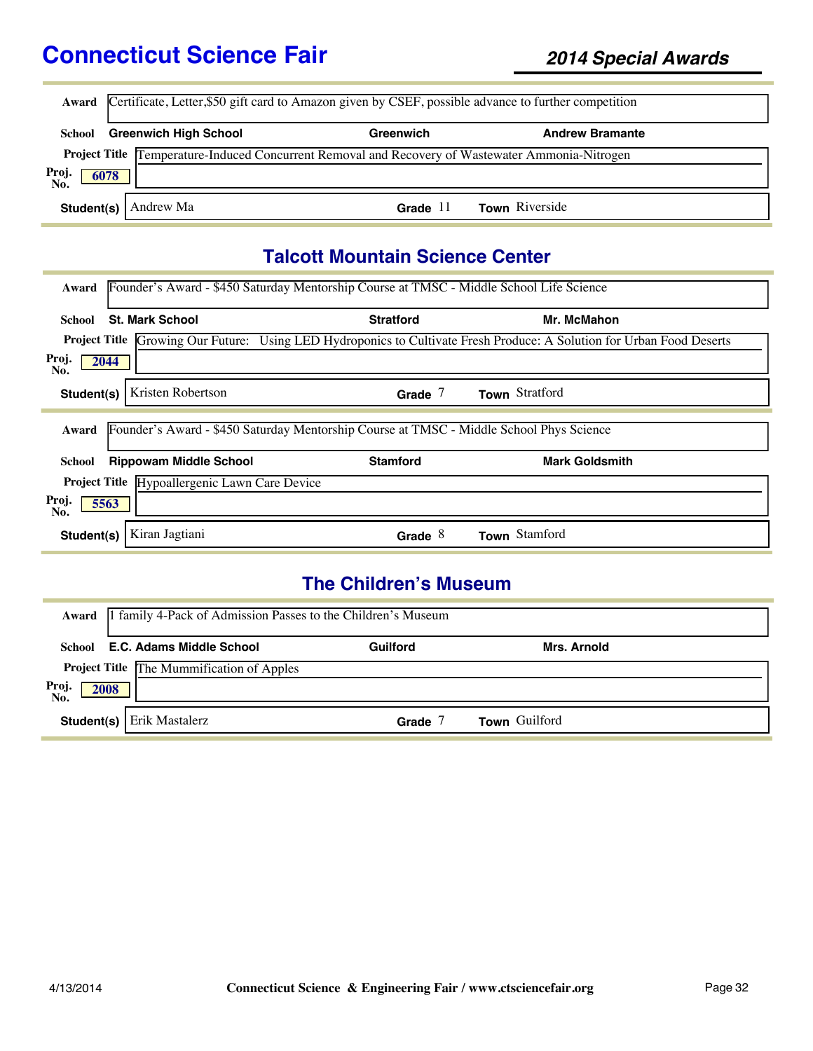# Connecticut Science Fair

## 2014 Special Awards

**Award** Certificate, Letter,$50 gift card to Amazon given by CSEF, possible advance to further competition

**School** Greenwich High School — Greenwich — Andrew Bramante

**Project Title** Temperature-Induced Concurrent Removal and Recovery of Wastewater Ammonia-Nitrogen

**Proj. No.** 6078

**Student(s)** Andrew Ma — **Grade** 11 — **Town** Riverside

## Talcott Mountain Science Center

**Award** Founder's Award - $450 Saturday Mentorship Course at TMSC - Middle School Life Science

**School** St. Mark School — Stratford — Mr. McMahon

**Project Title** Growing Our Future: Using LED Hydroponics to Cultivate Fresh Produce: A Solution for Urban Food Deserts

**Proj. No.** 2044

**Student(s)** Kristen Robertson — **Grade** 7 — **Town** Stratford

---

**Award** Founder's Award - $450 Saturday Mentorship Course at TMSC - Middle School Phys Science

**School** Rippowam Middle School — Stamford — Mark Goldsmith

**Project Title** Hypoallergenic Lawn Care Device

**Proj. No.** 5563

**Student(s)** Kiran Jagtiani — **Grade** 8 — **Town** Stamford

## The Children's Museum

**Award** 1 family 4-Pack of Admission Passes to the Children's Museum

**School** E.C. Adams Middle School — Guilford — Mrs. Arnold

**Project Title** The Mummification of Apples

**Proj. No.** 2008

**Student(s)** Erik Mastalerz — **Grade** 7 — **Town** Guilford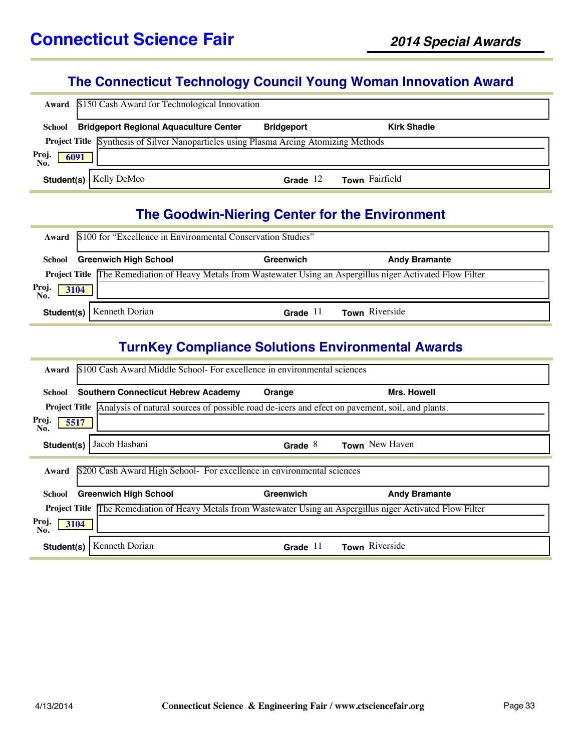# Connecticut Science Fair

## 2014 Special Awards

### The Connecticut Technology Council Young Woman Innovation Award

**Award** $150 Cash Award for Technological Innovation

**School** Bridgeport Regional Aquaculture Center — Bridgeport — Kirk Shadle

**Project Title** Synthesis of Silver Nanoparticles using Plasma Arcing Atomizing Methods

**Proj. No.** 6091

**Student(s)** Kelly DeMeo — **Grade** 12 — **Town** Fairfield

### The Goodwin-Niering Center for the Environment

**Award** $100 for "Excellence in Environmental Conservation Studies"

**School** Greenwich High School — Greenwich — Andy Bramante

**Project Title** The Remediation of Heavy Metals from Wastewater Using an Aspergillus niger Activated Flow Filter

**Proj. No.** 3104

**Student(s)** Kenneth Dorian — **Grade** 11 — **Town** Riverside

### TurnKey Compliance Solutions Environmental Awards

**Award** $100 Cash Award Middle School- For excellence in environmental sciences

**School** Southern Connecticut Hebrew Academy — Orange — Mrs. Howell

**Project Title** Analysis of natural sources of possible road de-icers and efect on pavement, soil, and plants.

**Proj. No.** 5517

**Student(s)** Jacob Hasbani — **Grade** 8 — **Town** New Haven

---

**Award** $200 Cash Award High School- For excellence in environmental sciences

**School** Greenwich High School — Greenwich — Andy Bramante

**Project Title** The Remediation of Heavy Metals from Wastewater Using an Aspergillus niger Activated Flow Filter

**Proj. No.** 3104

**Student(s)** Kenneth Dorian — **Grade** 11 — **Town** Riverside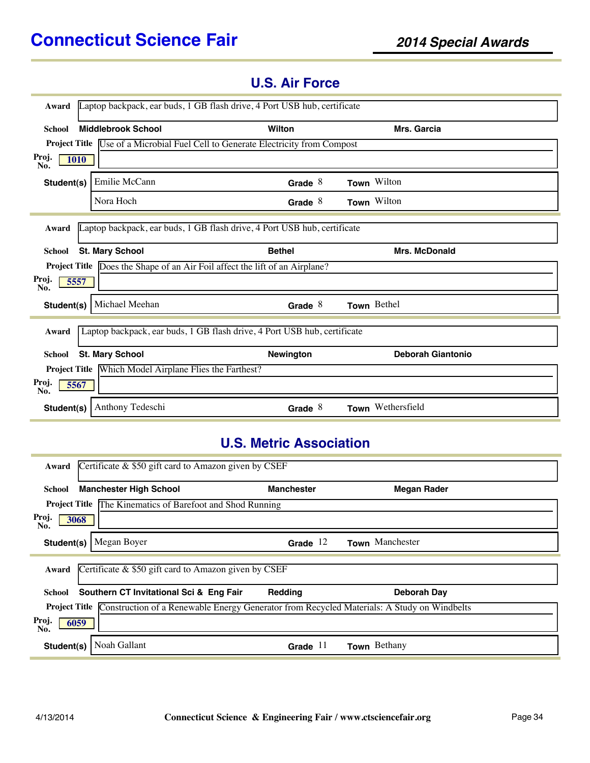# Connecticut Science Fair

## 2014 Special Awards

## U.S. Air Force

**Award** Laptop backpack, ear buds, 1 GB flash drive, 4 Port USB hub, certificate

**School** **Middlebrook School** | **Wilton** | **Mrs. Garcia**

**Project Title** Use of a Microbial Fuel Cell to Generate Electricity from Compost

**Proj. No.** 1010

| Student(s) | Grade | Town |
|---|---|---|
| Emilie McCann | 8 | Wilton |
| Nora Hoch | 8 | Wilton |

---

**Award** Laptop backpack, ear buds, 1 GB flash drive, 4 Port USB hub, certificate

**School** **St. Mary School** | **Bethel** | **Mrs. McDonald**

**Project Title** Does the Shape of an Air Foil affect the lift of an Airplane?

**Proj. No.** 5557

| Student(s) | Grade | Town |
|---|---|---|
| Michael Meehan | 8 | Bethel |

---

**Award** Laptop backpack, ear buds, 1 GB flash drive, 4 Port USB hub, certificate

**School** **St. Mary School** | **Newington** | **Deborah Giantonio**

**Project Title** Which Model Airplane Flies the Farthest?

**Proj. No.** 5567

| Student(s) | Grade | Town |
|---|---|---|
| Anthony Tedeschi | 8 | Wethersfield |

## U.S. Metric Association

**Award** Certificate & $50 gift card to Amazon given by CSEF

**School** **Manchester High School** | **Manchester** | **Megan Rader**

**Project Title** The Kinematics of Barefoot and Shod Running

**Proj. No.** 3068

| Student(s) | Grade | Town |
|---|---|---|
| Megan Boyer | 12 | Manchester |

---

**Award** Certificate & $50 gift card to Amazon given by CSEF

**School** **Southern CT Invitational Sci & Eng Fair** | **Redding** | **Deborah Day**

**Project Title** Construction of a Renewable Energy Generator from Recycled Materials: A Study on Windbelts

**Proj. No.** 6059

| Student(s) | Grade | Town |
|---|---|---|
| Noah Gallant | 11 | Bethany |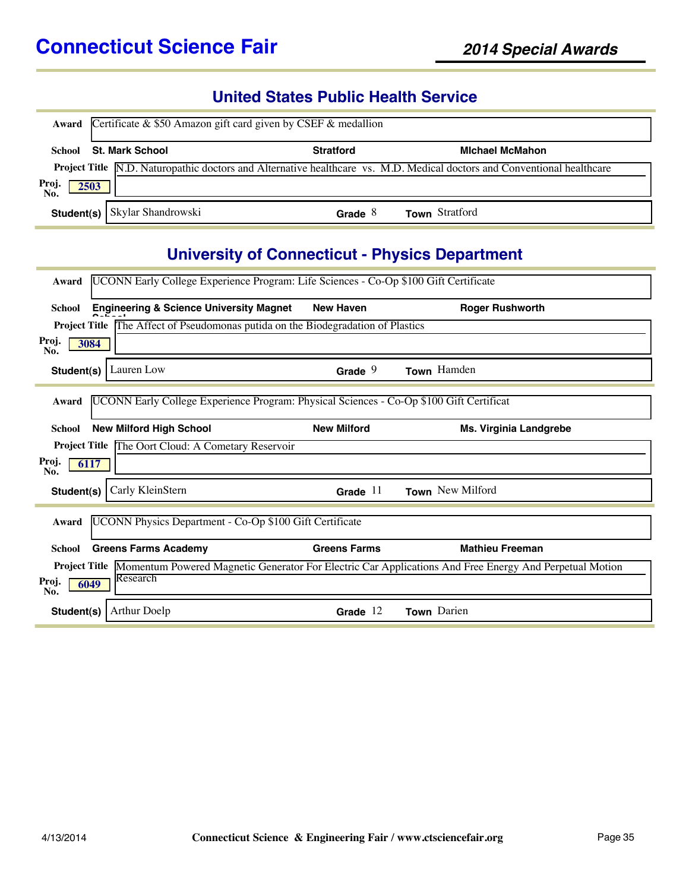## United States Public Health Service

**Award** Certificate & $50 Amazon gift card given by CSEF & medallion

**School** St. Mark School | Stratford | MIchael McMahon

**Project Title** N.D. Naturopathic doctors and Alternative healthcare vs. M.D. Medical doctors and Conventional healthcare

**Proj. No.** 2503

**Student(s)** Skylar Shandrowski | **Grade** 8 | **Town** Stratford

## University of Connecticut - Physics Department

**Award** UCONN Early College Experience Program: Life Sciences - Co-Op $100 Gift Certificate

**School** Engineering & Science University Magnet School | New Haven | Roger Rushworth

**Project Title** The Affect of Pseudomonas putida on the Biodegradation of Plastics

**Proj. No.** 3084

**Student(s)** Lauren Low | **Grade** 9 | **Town** Hamden

---

**Award** UCONN Early College Experience Program: Physical Sciences - Co-Op $100 Gift Certificat

**School** New Milford High School | New Milford | Ms. Virginia Landgrebe

**Project Title** The Oort Cloud: A Cometary Reservoir

**Proj. No.** 6117

**Student(s)** Carly KleinStern | **Grade** 11 | **Town** New Milford

---

**Award** UCONN Physics Department - Co-Op $100 Gift Certificate

**School** Greens Farms Academy | Greens Farms | Mathieu Freeman

**Project Title** Momentum Powered Magnetic Generator For Electric Car Applications And Free Energy And Perpetual Motion Research

**Proj. No.** 6049

**Student(s)** Arthur Doelp | **Grade** 12 | **Town** Darien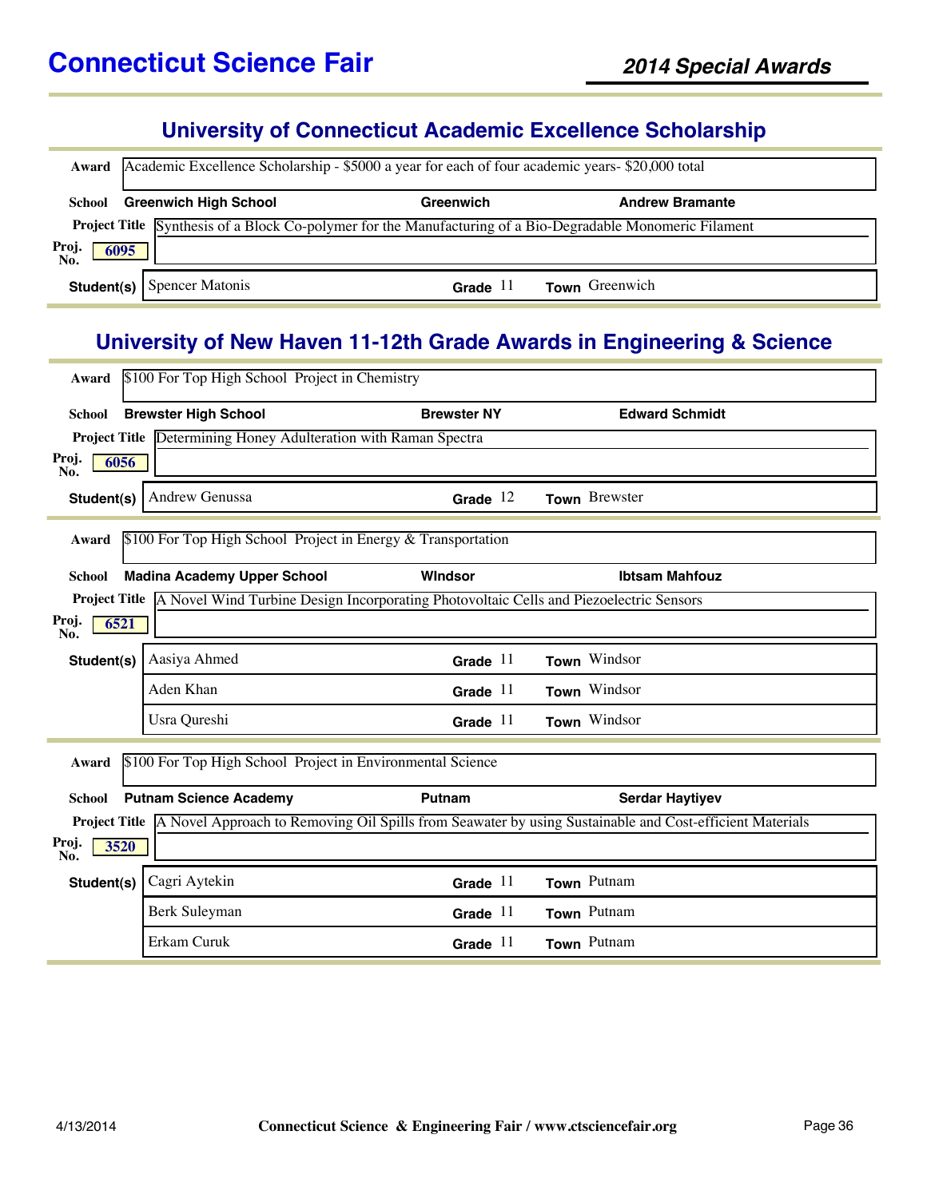# Connecticut Science Fair

## 2014 Special Awards

### University of Connecticut Academic Excellence Scholarship

**Award** Academic Excellence Scholarship - $5000 a year for each of four academic years- $20,000 total

**School** Greenwich High School | Greenwich | Andrew Bramante

**Project Title** Synthesis of a Block Co-polymer for the Manufacturing of a Bio-Degradable Monomeric Filament

**Proj. No.** 6095

| Student(s) | Grade | Town |
|---|---|---|
| Spencer Matonis | 11 | Greenwich |

### University of New Haven 11-12th Grade Awards in Engineering & Science

**Award** $100 For Top High School Project in Chemistry

**School** Brewster High School | Brewster NY | Edward Schmidt

**Project Title** Determining Honey Adulteration with Raman Spectra

**Proj. No.** 6056

| Student(s) | Grade | Town |
|---|---|---|
| Andrew Genussa | 12 | Brewster |

**Award** $100 For Top High School Project in Energy & Transportation

**School** Madina Academy Upper School | WIndsor | Ibtsam Mahfouz

**Project Title** A Novel Wind Turbine Design Incorporating Photovoltaic Cells and Piezoelectric Sensors

**Proj. No.** 6521

| Student(s) | Grade | Town |
|---|---|---|
| Aasiya Ahmed | 11 | Windsor |
| Aden Khan | 11 | Windsor |
| Usra Qureshi | 11 | Windsor |

**Award** $100 For Top High School Project in Environmental Science

**School** Putnam Science Academy | Putnam | Serdar Haytiyev

**Project Title** A Novel Approach to Removing Oil Spills from Seawater by using Sustainable and Cost-efficient Materials

**Proj. No.** 3520

| Student(s) | Grade | Town |
|---|---|---|
| Cagri Aytekin | 11 | Putnam |
| Berk Suleyman | 11 | Putnam |
| Erkam Curuk | 11 | Putnam |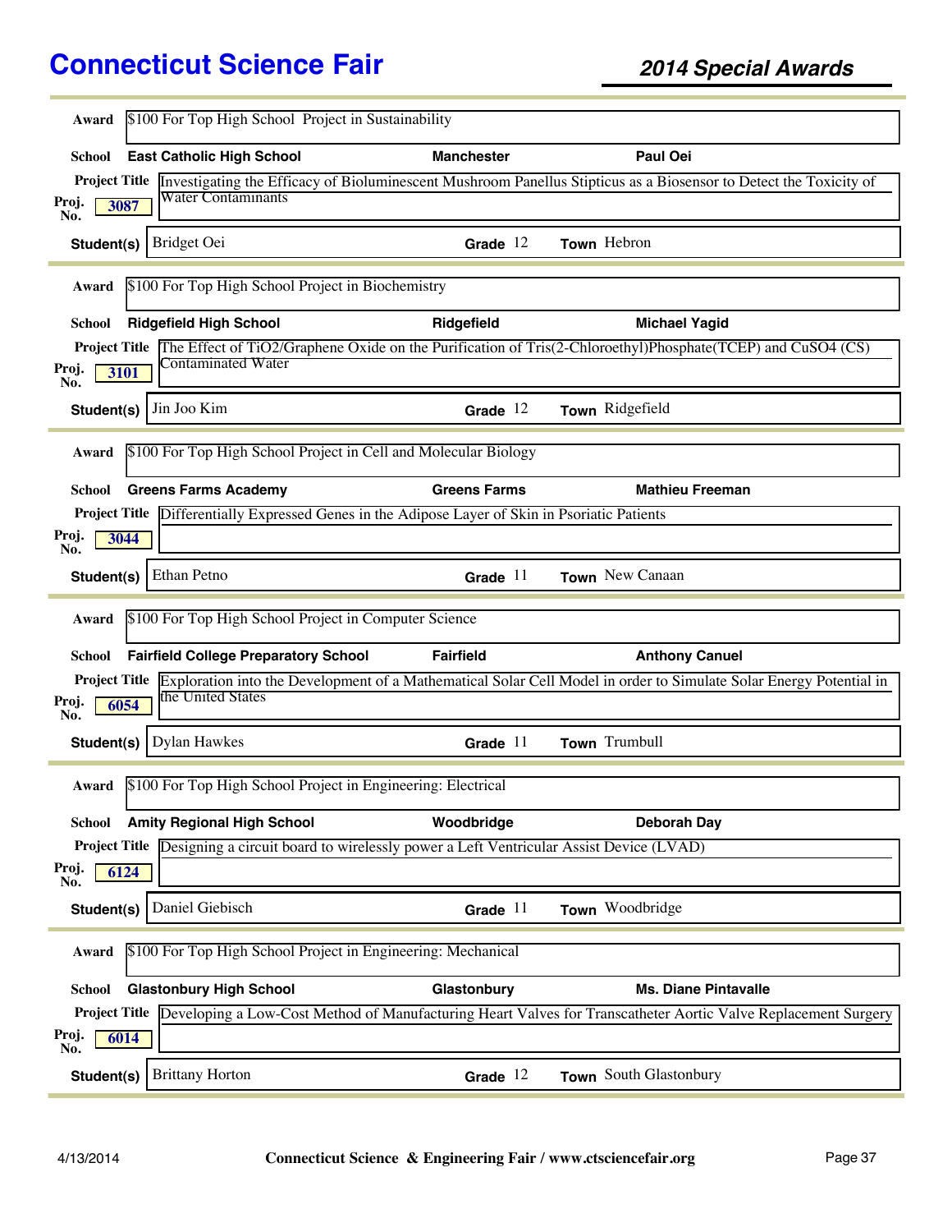# Connecticut Science Fair

## *2014 Special Awards*

**Award** $100 For Top High School Project in Sustainability

**School** **East Catholic High School** | **Manchester** | **Paul Oei**

**Project Title** Investigating the Efficacy of Bioluminescent Mushroom Panellus Stipticus as a Biosensor to Detect the Toxicity of Water Contaminants

**Proj. No.** 3087

**Student(s)** Bridget Oei | **Grade** 12 | **Town** Hebron

---

**Award** $100 For Top High School Project in Biochemistry

**School** **Ridgefield High School** | **Ridgefield** | **Michael Yagid**

**Project Title** The Effect of TiO2/Graphene Oxide on the Purification of Tris(2-Chloroethyl)Phosphate(TCEP) and CuSO4 (CS) Contaminated Water

**Proj. No.** 3101

**Student(s)** Jin Joo Kim | **Grade** 12 | **Town** Ridgefield

---

**Award** $100 For Top High School Project in Cell and Molecular Biology

**School** **Greens Farms Academy** | **Greens Farms** | **Mathieu Freeman**

**Project Title** Differentially Expressed Genes in the Adipose Layer of Skin in Psoriatic Patients

**Proj. No.** 3044

**Student(s)** Ethan Petno | **Grade** 11 | **Town** New Canaan

---

**Award** $100 For Top High School Project in Computer Science

**School** **Fairfield College Preparatory School** | **Fairfield** | **Anthony Canuel**

**Project Title** Exploration into the Development of a Mathematical Solar Cell Model in order to Simulate Solar Energy Potential in the United States

**Proj. No.** 6054

**Student(s)** Dylan Hawkes | **Grade** 11 | **Town** Trumbull

---

**Award** $100 For Top High School Project in Engineering: Electrical

**School** **Amity Regional High School** | **Woodbridge** | **Deborah Day**

**Project Title** Designing a circuit board to wirelessly power a Left Ventricular Assist Device (LVAD)

**Proj. No.** 6124

**Student(s)** Daniel Giebisch | **Grade** 11 | **Town** Woodbridge

---

**Award** $100 For Top High School Project in Engineering: Mechanical

**School** **Glastonbury High School** | **Glastonbury** | **Ms. Diane Pintavalle**

**Project Title** Developing a Low-Cost Method of Manufacturing Heart Valves for Transcatheter Aortic Valve Replacement Surgery

**Proj. No.** 6014

**Student(s)** Brittany Horton | **Grade** 12 | **Town** South Glastonbury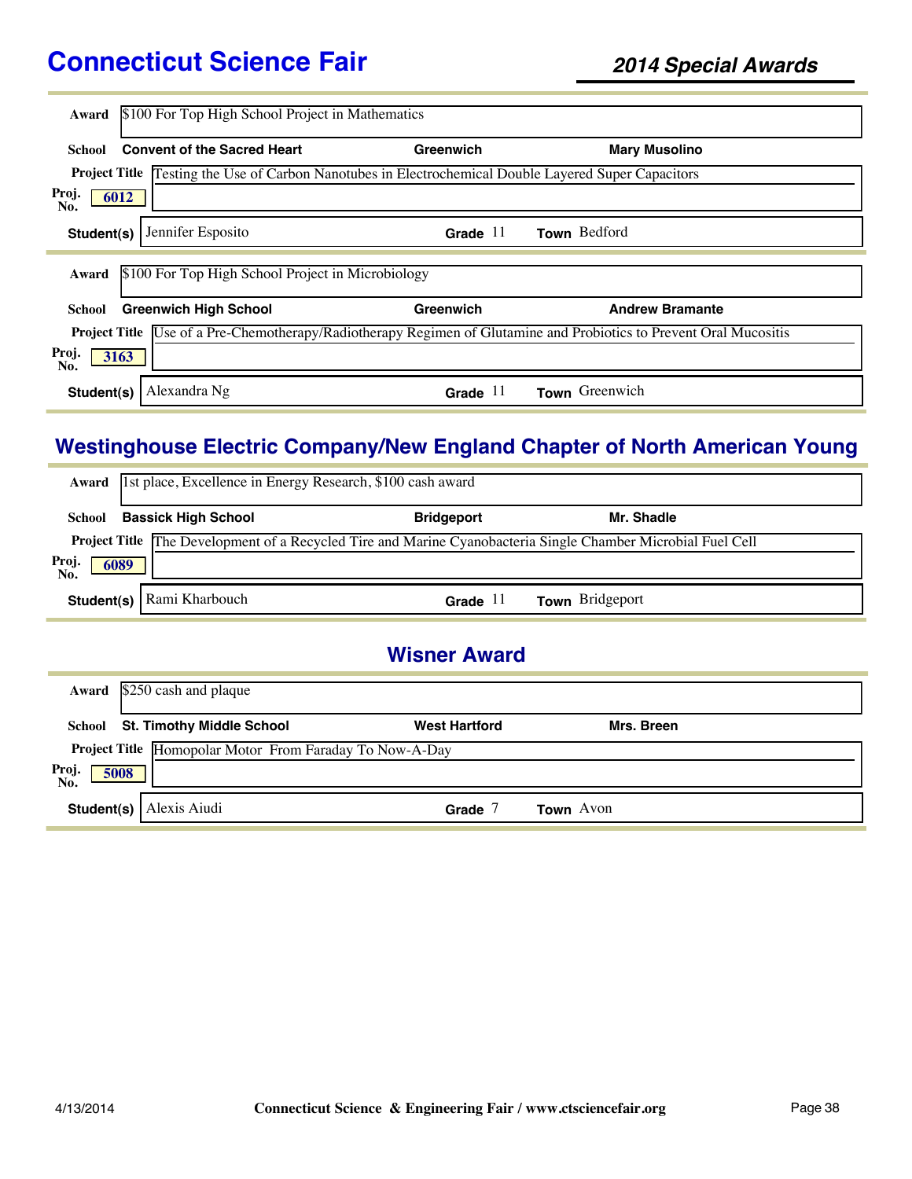## Connecticut Science Fair — 2014 Special Awards

| | |
|---|---|
| **Award** | $100 For Top High School Project in Mathematics |
| **School** | **Convent of the Sacred Heart** — **Greenwich** — **Mary Musolino** |
| **Project Title** | Testing the Use of Carbon Nanotubes in Electrochemical Double Layered Super Capacitors |
| **Proj. No.** | 6012 |
| **Student(s)** | Jennifer Esposito — **Grade** 11 — **Town** Bedford |

| | |
|---|---|
| **Award** | $100 For Top High School Project in Microbiology |
| **School** | **Greenwich High School** — **Greenwich** — **Andrew Bramante** |
| **Project Title** | Use of a Pre-Chemotherapy/Radiotherapy Regimen of Glutamine and Probiotics to Prevent Oral Mucositis |
| **Proj. No.** | 3163 |
| **Student(s)** | Alexandra Ng — **Grade** 11 — **Town** Greenwich |

## Westinghouse Electric Company/New England Chapter of North American Young

| | |
|---|---|
| **Award** | 1st place, Excellence in Energy Research, $100 cash award |
| **School** | **Bassick High School** — **Bridgeport** — **Mr. Shadle** |
| **Project Title** | The Development of a Recycled Tire and Marine Cyanobacteria Single Chamber Microbial Fuel Cell |
| **Proj. No.** | 6089 |
| **Student(s)** | Rami Kharbouch — **Grade** 11 — **Town** Bridgeport |

## Wisner Award

| | |
|---|---|
| **Award** | $250 cash and plaque |
| **School** | **St. Timothy Middle School** — **West Hartford** — **Mrs. Breen** |
| **Project Title** | Homopolar Motor From Faraday To Now-A-Day |
| **Proj. No.** | 5008 |
| **Student(s)** | Alexis Aiudi — **Grade** 7 — **Town** Avon |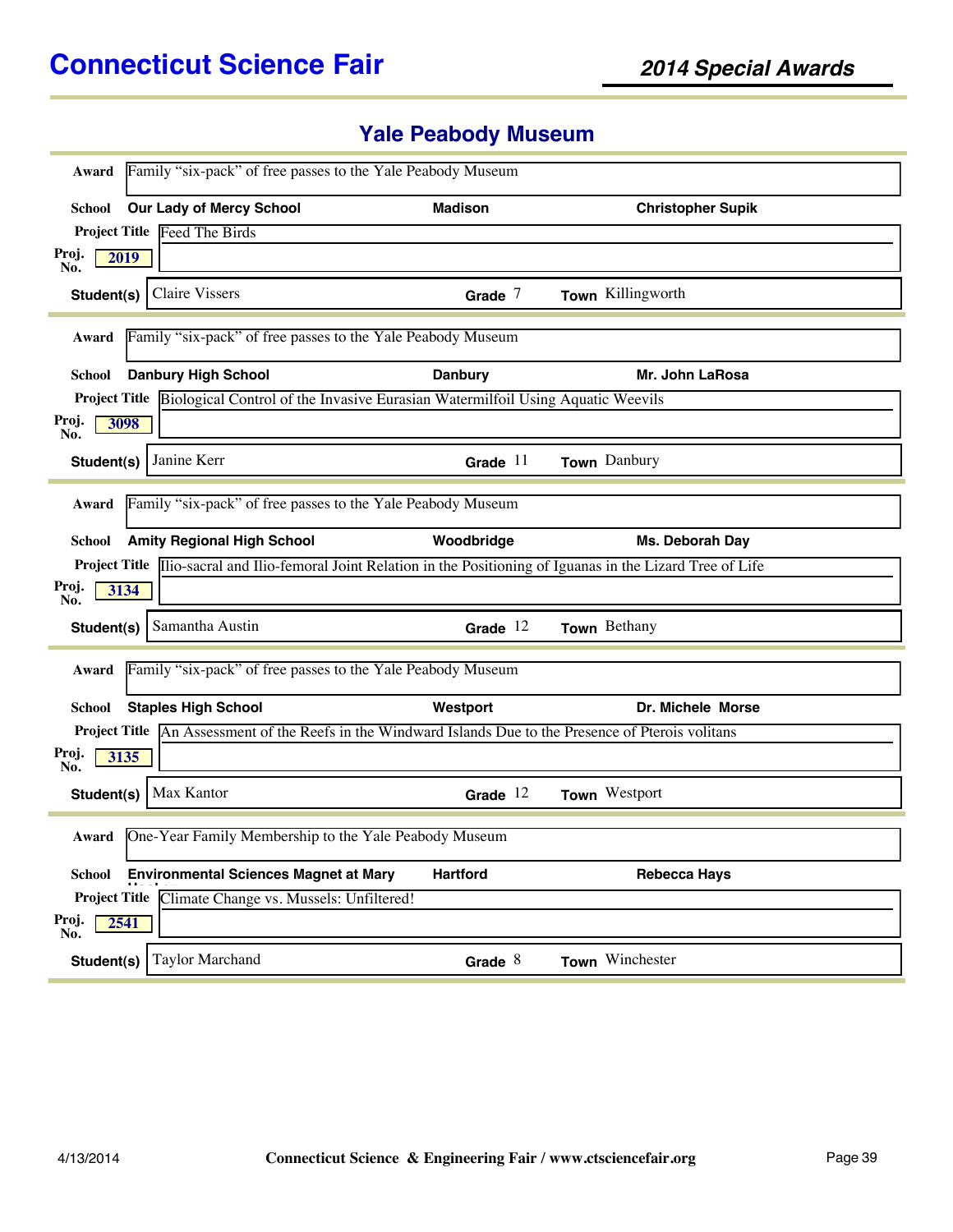# Connecticut Science Fair

## 2014 Special Awards

### Yale Peabody Museum

**Award** Family "six-pack" of free passes to the Yale Peabody Museum

**School** Our Lady of Mercy School | Madison | Christopher Supik

**Project Title** Feed The Birds

**Proj. No.** 2019

**Student(s)** Claire Vissers | **Grade** 7 | **Town** Killingworth

---

**Award** Family "six-pack" of free passes to the Yale Peabody Museum

**School** Danbury High School | Danbury | Mr. John LaRosa

**Project Title** Biological Control of the Invasive Eurasian Watermilfoil Using Aquatic Weevils

**Proj. No.** 3098

**Student(s)** Janine Kerr | **Grade** 11 | **Town** Danbury

---

**Award** Family "six-pack" of free passes to the Yale Peabody Museum

**School** Amity Regional High School | Woodbridge | Ms. Deborah Day

**Project Title** Ilio-sacral and Ilio-femoral Joint Relation in the Positioning of Iguanas in the Lizard Tree of Life

**Proj. No.** 3134

**Student(s)** Samantha Austin | **Grade** 12 | **Town** Bethany

---

**Award** Family "six-pack" of free passes to the Yale Peabody Museum

**School** Staples High School | Westport | Dr. Michele Morse

**Project Title** An Assessment of the Reefs in the Windward Islands Due to the Presence of Pterois volitans

**Proj. No.** 3135

**Student(s)** Max Kantor | **Grade** 12 | **Town** Westport

---

**Award** One-Year Family Membership to the Yale Peabody Museum

**School** Environmental Sciences Magnet at Mary | Hartford | Rebecca Hays

**Project Title** Climate Change vs. Mussels: Unfiltered!

**Proj. No.** 2541

**Student(s)** Taylor Marchand | **Grade** 8 | **Town** Winchester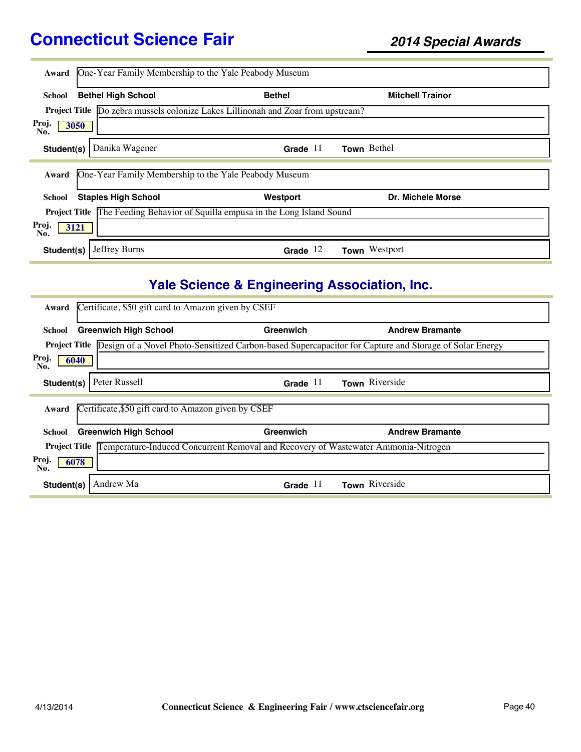**Award** One-Year Family Membership to the Yale Peabody Museum

**School** **Bethel High School** | **Bethel** | **Mitchell Trainor**

**Project Title** Do zebra mussels colonize Lakes Lillinonah and Zoar from upstream?

**Proj. No.** 3050

**Student(s)** Danika Wagener | **Grade** 11 | **Town** Bethel

---

**Award** One-Year Family Membership to the Yale Peabody Museum

**School** **Staples High School** | **Westport** | **Dr. Michele Morse**

**Project Title** The Feeding Behavior of Squilla empusa in the Long Island Sound

**Proj. No.** 3121

**Student(s)** Jeffrey Burns | **Grade** 12 | **Town** Westport

---

## Yale Science & Engineering Association, Inc.

**Award** Certificate, $50 gift card to Amazon given by CSEF

**School** **Greenwich High School** | **Greenwich** | **Andrew Bramante**

**Project Title** Design of a Novel Photo-Sensitized Carbon-based Supercapacitor for Capture and Storage of Solar Energy

**Proj. No.** 6040

**Student(s)** Peter Russell | **Grade** 11 | **Town** Riverside

---

**Award** Certificate,$50 gift card to Amazon given by CSEF

**School** **Greenwich High School** | **Greenwich** | **Andrew Bramante**

**Project Title** Temperature-Induced Concurrent Removal and Recovery of Wastewater Ammonia-Nitrogen

**Proj. No.** 6078

**Student(s)** Andrew Ma | **Grade** 11 | **Town** Riverside